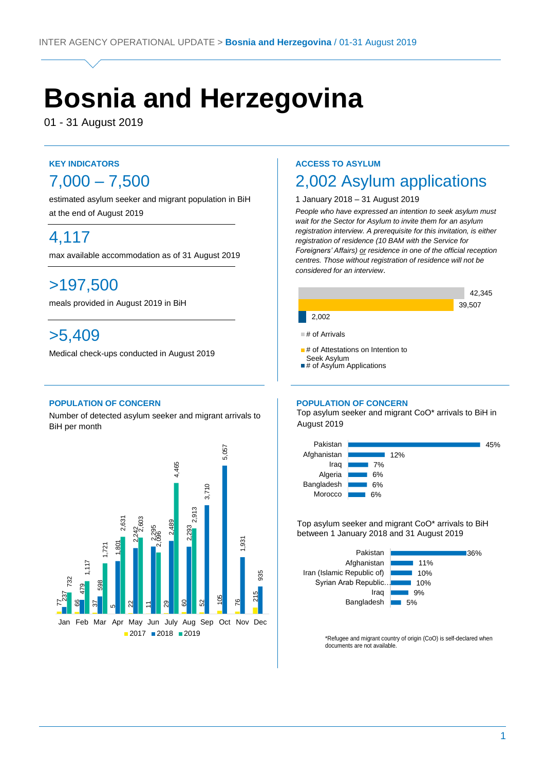# Bosnia and Herzegovina

01 - 31 August 2019

## KEY INDICATORS

**7,000 – 7,500**

estimated asylum seeker and migrant population in BiH at the end of August 2019

**4,117**

max available accommodation as of 31 August 2019

**>197,500**

meals provided in August 2019 in BiH

**>5,409**

Medical check-ups conducted in August 2019

## ACCESS TO ASYLUM

**2,002 Asylum applications**

1 January 2018 – 31 August 2019

*People who have expressed an intention to seek asylum must wait for the Sector for Asylum to invite them for an asylum registration interview. A prerequisite for this invitation, is either registration of residence (10 BAM with the Service for Foreigners' Affairs) or residence in one of the official reception centres. Those without registration of residence will not be considered for an interview.*

| Indicator | Number |
|---|---|
| # of Arrivals | 42,345 |
| # of Attestations on Intention to Seek Asylum | 39,507 |
| # of Asylum Applications | 2,002 |

## POPULATION OF CONCERN

Number of detected asylum seeker and migrant arrivals to BiH per month

| Month | 2017 | 2018 | 2019 |
|---|---|---|---|
| Jan | 77 | 237 | 732 |
| Feb | 66 | 479 | 1,117 |
| Mar | 37 | 598 | 1,721 |
| Apr | 5 | 1,801 | 2,631 |
| May | 22 | 2,242 | 2,603 |
| Jun | 11 | 2,295 | 2,096 |
| July | 29 | 2,489 | 4,465 |
| Aug | 60 | 2,293 | 2,913 |
| Sep | 52 | 3,710 | |
| Oct | 105 | 5,057 | |
| Nov | 76 | 1,931 | |
| Dec | 215 | 935 | |

## POPULATION OF CONCERN

Top asylum seeker and migrant CoO* arrivals to BiH in August 2019

| Country | % |
|---|---|
| Pakistan | 45% |
| Afghanistan | 12% |
| Iraq | 7% |
| Algeria | 6% |
| Bangladesh | 6% |
| Morocco | 6% |

Top asylum seeker and migrant CoO* arrivals to BiH between 1 January 2018 and 31 August 2019

| Country | % |
|---|---|
| Pakistan | 36% |
| Afghanistan | 11% |
| Iran (Islamic Republic of) | 10% |
| Syrian Arab Republic | 10% |
| Iraq | 9% |
| Bangladesh | 5% |

*Refugee and migrant country of origin (CoO) is self-declared when documents are not available.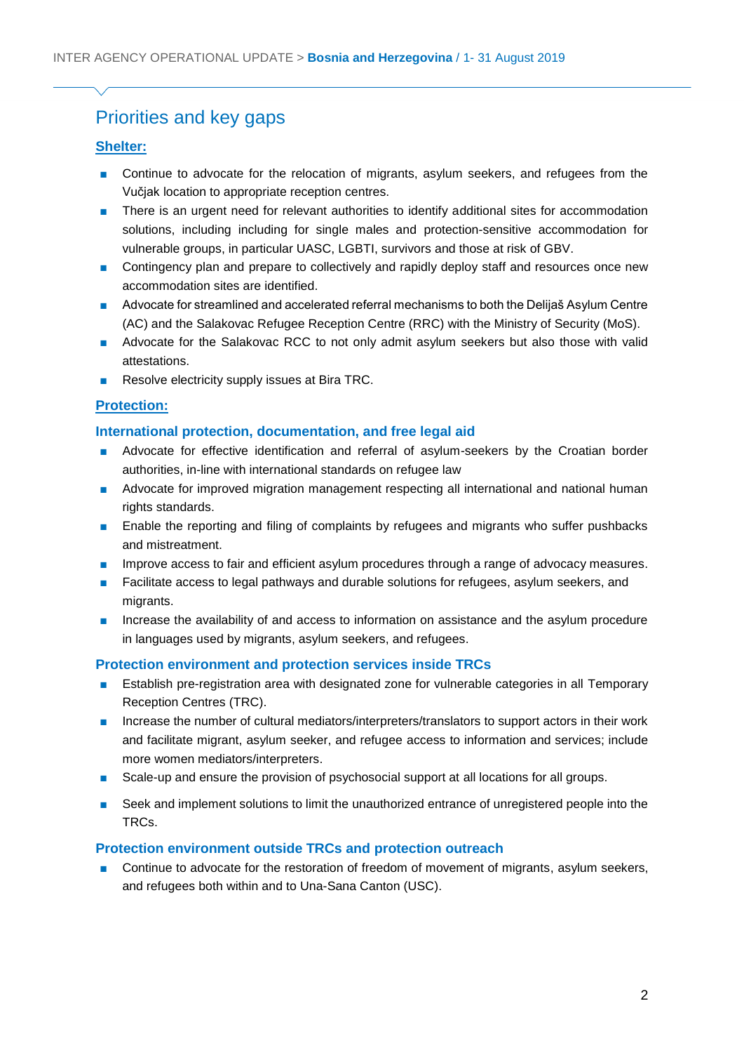## Priorities and key gaps

**Shelter:**

- Continue to advocate for the relocation of migrants, asylum seekers, and refugees from the Vučjak location to appropriate reception centres.
- There is an urgent need for relevant authorities to identify additional sites for accommodation solutions, including including for single males and protection-sensitive accommodation for vulnerable groups, in particular UASC, LGBTI, survivors and those at risk of GBV.
- Contingency plan and prepare to collectively and rapidly deploy staff and resources once new accommodation sites are identified.
- Advocate for streamlined and accelerated referral mechanisms to both the Delijaš Asylum Centre (AC) and the Salakovac Refugee Reception Centre (RRC) with the Ministry of Security (MoS).
- Advocate for the Salakovac RCC to not only admit asylum seekers but also those with valid attestations.
- Resolve electricity supply issues at Bira TRC.

**Protection:**

### International protection, documentation, and free legal aid

- Advocate for effective identification and referral of asylum-seekers by the Croatian border authorities, in-line with international standards on refugee law
- Advocate for improved migration management respecting all international and national human rights standards.
- Enable the reporting and filing of complaints by refugees and migrants who suffer pushbacks and mistreatment.
- Improve access to fair and efficient asylum procedures through a range of advocacy measures.
- Facilitate access to legal pathways and durable solutions for refugees, asylum seekers, and migrants.
- Increase the availability of and access to information on assistance and the asylum procedure in languages used by migrants, asylum seekers, and refugees.

### Protection environment and protection services inside TRCs

- Establish pre-registration area with designated zone for vulnerable categories in all Temporary Reception Centres (TRC).
- Increase the number of cultural mediators/interpreters/translators to support actors in their work and facilitate migrant, asylum seeker, and refugee access to information and services; include more women mediators/interpreters.
- Scale-up and ensure the provision of psychosocial support at all locations for all groups.
- Seek and implement solutions to limit the unauthorized entrance of unregistered people into the TRCs.

### Protection environment outside TRCs and protection outreach

- Continue to advocate for the restoration of freedom of movement of migrants, asylum seekers, and refugees both within and to Una-Sana Canton (USC).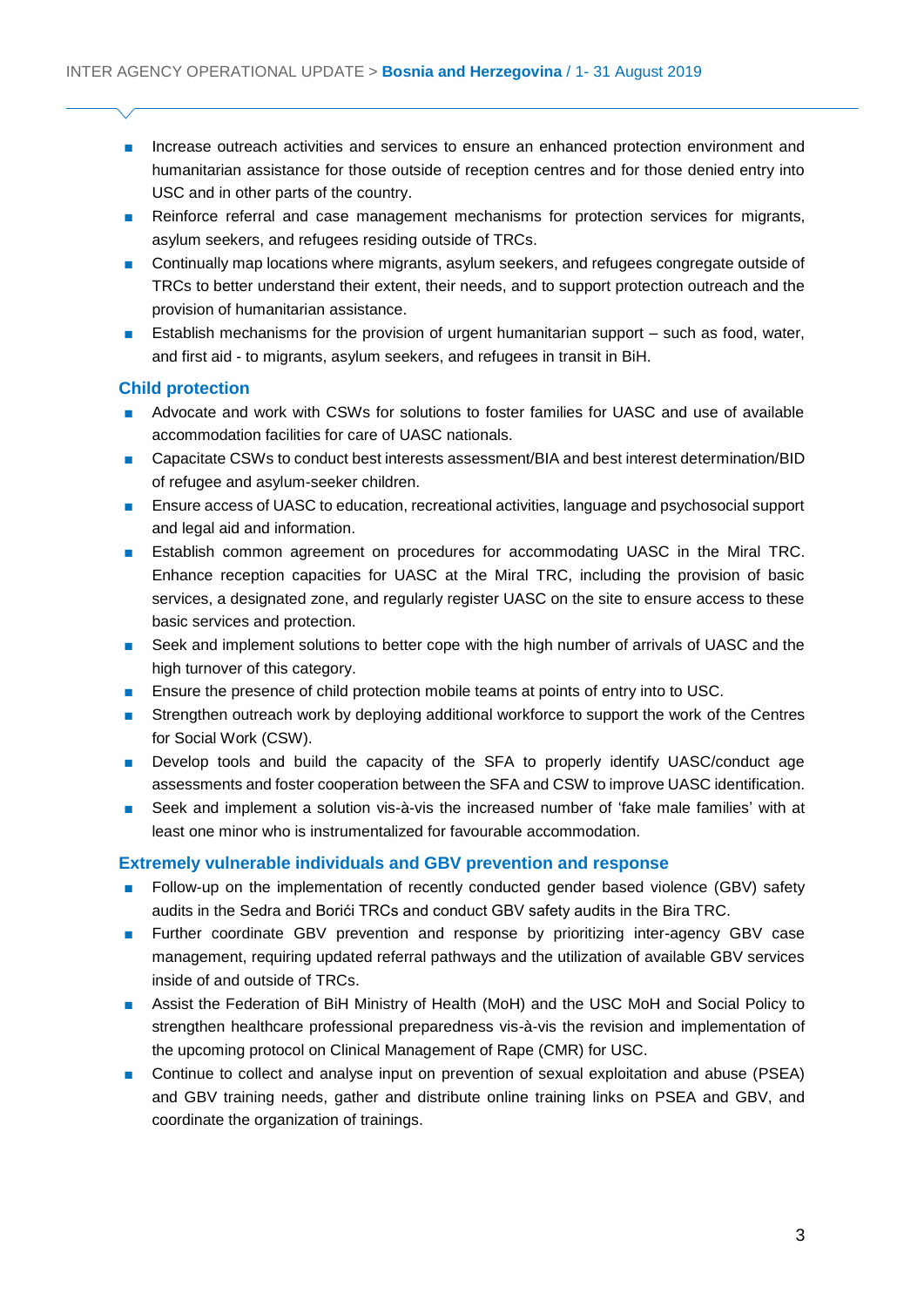- Increase outreach activities and services to ensure an enhanced protection environment and humanitarian assistance for those outside of reception centres and for those denied entry into USC and in other parts of the country.
- Reinforce referral and case management mechanisms for protection services for migrants, asylum seekers, and refugees residing outside of TRCs.
- Continually map locations where migrants, asylum seekers, and refugees congregate outside of TRCs to better understand their extent, their needs, and to support protection outreach and the provision of humanitarian assistance.
- Establish mechanisms for the provision of urgent humanitarian support – such as food, water, and first aid - to migrants, asylum seekers, and refugees in transit in BiH.

### Child protection

- Advocate and work with CSWs for solutions to foster families for UASC and use of available accommodation facilities for care of UASC nationals.
- Capacitate CSWs to conduct best interests assessment/BIA and best interest determination/BID of refugee and asylum-seeker children.
- Ensure access of UASC to education, recreational activities, language and psychosocial support and legal aid and information.
- Establish common agreement on procedures for accommodating UASC in the Miral TRC. Enhance reception capacities for UASC at the Miral TRC, including the provision of basic services, a designated zone, and regularly register UASC on the site to ensure access to these basic services and protection.
- Seek and implement solutions to better cope with the high number of arrivals of UASC and the high turnover of this category.
- Ensure the presence of child protection mobile teams at points of entry into to USC.
- Strengthen outreach work by deploying additional workforce to support the work of the Centres for Social Work (CSW).
- Develop tools and build the capacity of the SFA to properly identify UASC/conduct age assessments and foster cooperation between the SFA and CSW to improve UASC identification.
- Seek and implement a solution vis-à-vis the increased number of 'fake male families' with at least one minor who is instrumentalized for favourable accommodation.

### Extremely vulnerable individuals and GBV prevention and response

- Follow-up on the implementation of recently conducted gender based violence (GBV) safety audits in the Sedra and Borići TRCs and conduct GBV safety audits in the Bira TRC.
- Further coordinate GBV prevention and response by prioritizing inter-agency GBV case management, requiring updated referral pathways and the utilization of available GBV services inside of and outside of TRCs.
- Assist the Federation of BiH Ministry of Health (MoH) and the USC MoH and Social Policy to strengthen healthcare professional preparedness vis-à-vis the revision and implementation of the upcoming protocol on Clinical Management of Rape (CMR) for USC.
- Continue to collect and analyse input on prevention of sexual exploitation and abuse (PSEA) and GBV training needs, gather and distribute online training links on PSEA and GBV, and coordinate the organization of trainings.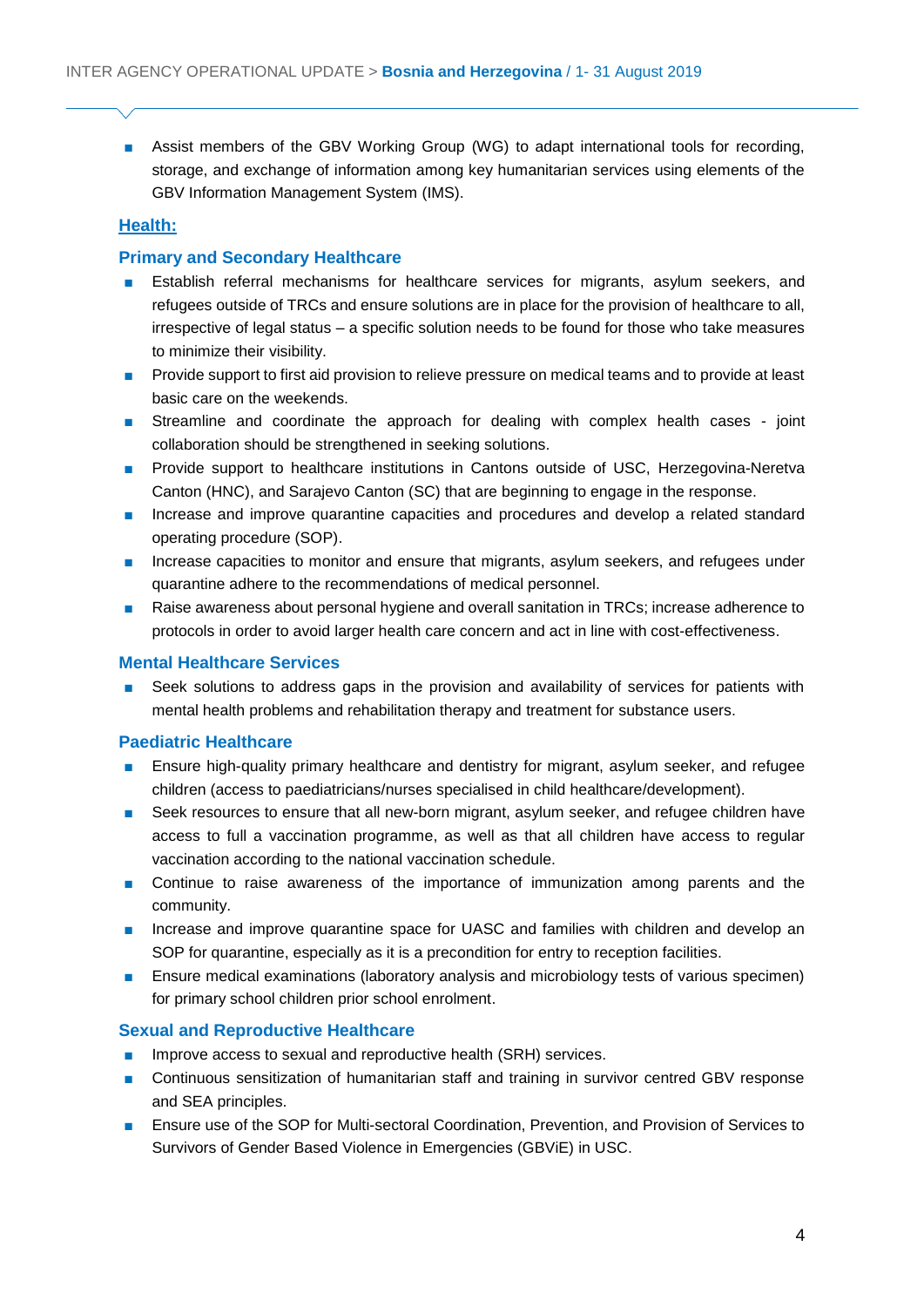- Assist members of the GBV Working Group (WG) to adapt international tools for recording, storage, and exchange of information among key humanitarian services using elements of the GBV Information Management System (IMS).

## Health:

### Primary and Secondary Healthcare

- Establish referral mechanisms for healthcare services for migrants, asylum seekers, and refugees outside of TRCs and ensure solutions are in place for the provision of healthcare to all, irrespective of legal status – a specific solution needs to be found for those who take measures to minimize their visibility.
- Provide support to first aid provision to relieve pressure on medical teams and to provide at least basic care on the weekends.
- Streamline and coordinate the approach for dealing with complex health cases - joint collaboration should be strengthened in seeking solutions.
- Provide support to healthcare institutions in Cantons outside of USC, Herzegovina-Neretva Canton (HNC), and Sarajevo Canton (SC) that are beginning to engage in the response.
- Increase and improve quarantine capacities and procedures and develop a related standard operating procedure (SOP).
- Increase capacities to monitor and ensure that migrants, asylum seekers, and refugees under quarantine adhere to the recommendations of medical personnel.
- Raise awareness about personal hygiene and overall sanitation in TRCs; increase adherence to protocols in order to avoid larger health care concern and act in line with cost-effectiveness.

### Mental Healthcare Services

- Seek solutions to address gaps in the provision and availability of services for patients with mental health problems and rehabilitation therapy and treatment for substance users.

### Paediatric Healthcare

- Ensure high-quality primary healthcare and dentistry for migrant, asylum seeker, and refugee children (access to paediatricians/nurses specialised in child healthcare/development).
- Seek resources to ensure that all new-born migrant, asylum seeker, and refugee children have access to full a vaccination programme, as well as that all children have access to regular vaccination according to the national vaccination schedule.
- Continue to raise awareness of the importance of immunization among parents and the community.
- Increase and improve quarantine space for UASC and families with children and develop an SOP for quarantine, especially as it is a precondition for entry to reception facilities.
- Ensure medical examinations (laboratory analysis and microbiology tests of various specimen) for primary school children prior school enrolment.

### Sexual and Reproductive Healthcare

- Improve access to sexual and reproductive health (SRH) services.
- Continuous sensitization of humanitarian staff and training in survivor centred GBV response and SEA principles.
- Ensure use of the SOP for Multi-sectoral Coordination, Prevention, and Provision of Services to Survivors of Gender Based Violence in Emergencies (GBViE) in USC.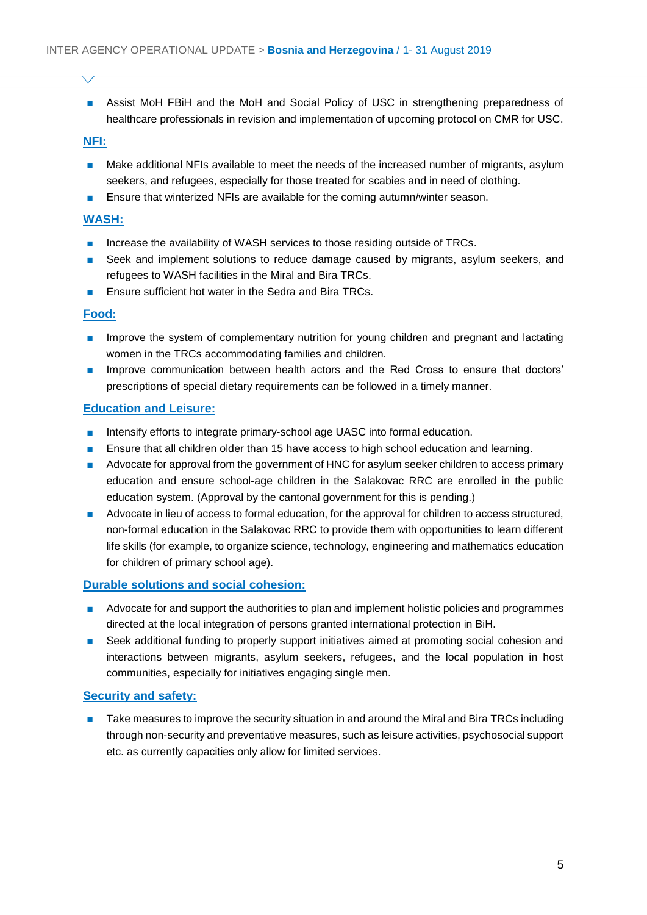- Assist MoH FBiH and the MoH and Social Policy of USC in strengthening preparedness of healthcare professionals in revision and implementation of upcoming protocol on CMR for USC.

**NFI:**

- Make additional NFIs available to meet the needs of the increased number of migrants, asylum seekers, and refugees, especially for those treated for scabies and in need of clothing.
- Ensure that winterized NFIs are available for the coming autumn/winter season.

**WASH:**

- Increase the availability of WASH services to those residing outside of TRCs.
- Seek and implement solutions to reduce damage caused by migrants, asylum seekers, and refugees to WASH facilities in the Miral and Bira TRCs.
- Ensure sufficient hot water in the Sedra and Bira TRCs.

**Food:**

- Improve the system of complementary nutrition for young children and pregnant and lactating women in the TRCs accommodating families and children.
- Improve communication between health actors and the Red Cross to ensure that doctors' prescriptions of special dietary requirements can be followed in a timely manner.

**Education and Leisure:**

- Intensify efforts to integrate primary-school age UASC into formal education.
- Ensure that all children older than 15 have access to high school education and learning.
- Advocate for approval from the government of HNC for asylum seeker children to access primary education and ensure school-age children in the Salakovac RRC are enrolled in the public education system. (Approval by the cantonal government for this is pending.)
- Advocate in lieu of access to formal education, for the approval for children to access structured, non-formal education in the Salakovac RRC to provide them with opportunities to learn different life skills (for example, to organize science, technology, engineering and mathematics education for children of primary school age).

**Durable solutions and social cohesion:**

- Advocate for and support the authorities to plan and implement holistic policies and programmes directed at the local integration of persons granted international protection in BiH.
- Seek additional funding to properly support initiatives aimed at promoting social cohesion and interactions between migrants, asylum seekers, refugees, and the local population in host communities, especially for initiatives engaging single men.

**Security and safety:**

- Take measures to improve the security situation in and around the Miral and Bira TRCs including through non-security and preventative measures, such as leisure activities, psychosocial support etc. as currently capacities only allow for limited services.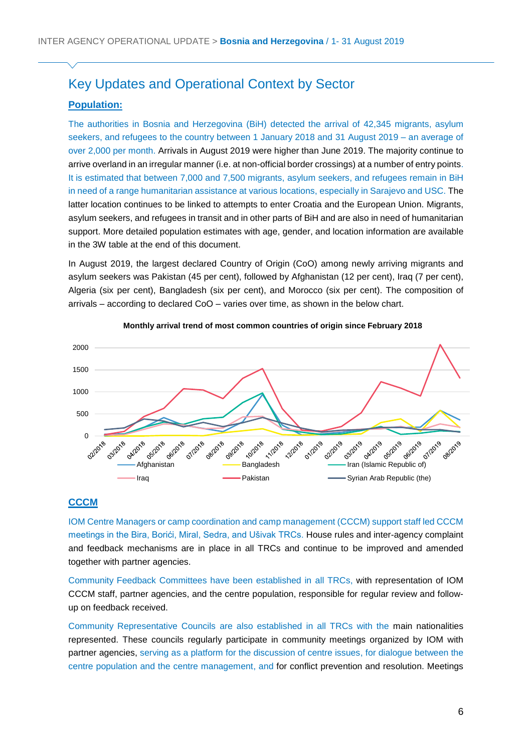## Key Updates and Operational Context by Sector

### Population:

The authorities in Bosnia and Herzegovina (BiH) detected the arrival of 42,345 migrants, asylum seekers, and refugees to the country between 1 January 2018 and 31 August 2019 – an average of over 2,000 per month. Arrivals in August 2019 were higher than June 2019. The majority continue to arrive overland in an irregular manner (i.e. at non-official border crossings) at a number of entry points. It is estimated that between 7,000 and 7,500 migrants, asylum seekers, and refugees remain in BiH in need of a range humanitarian assistance at various locations, especially in Sarajevo and USC. The latter location continues to be linked to attempts to enter Croatia and the European Union. Migrants, asylum seekers, and refugees in transit and in other parts of BiH and are also in need of humanitarian support. More detailed population estimates with age, gender, and location information are available in the 3W table at the end of this document.

In August 2019, the largest declared Country of Origin (CoO) among newly arriving migrants and asylum seekers was Pakistan (45 per cent), followed by Afghanistan (12 per cent), Iraq (7 per cent), Algeria (six per cent), Bangladesh (six per cent), and Morocco (six per cent). The composition of arrivals – according to declared CoO – varies over time, as shown in the below chart.

**Monthly arrival trend of most common countries of origin since February 2018**

Legend: Afghanistan, Bangladesh, Iran (Islamic Republic of), Iraq, Pakistan, Syrian Arab Republic (the)

### CCCM

IOM Centre Managers or camp coordination and camp management (CCCM) support staff led CCCM meetings in the Bira, Borići, Miral, Sedra, and Ušivak TRCs. House rules and inter-agency complaint and feedback mechanisms are in place in all TRCs and continue to be improved and amended together with partner agencies.

Community Feedback Committees have been established in all TRCs, with representation of IOM CCCM staff, partner agencies, and the centre population, responsible for regular review and follow-up on feedback received.

Community Representative Councils are also established in all TRCs with the main nationalities represented. These councils regularly participate in community meetings organized by IOM with partner agencies, serving as a platform for the discussion of centre issues, for dialogue between the centre population and the centre management, and for conflict prevention and resolution. Meetings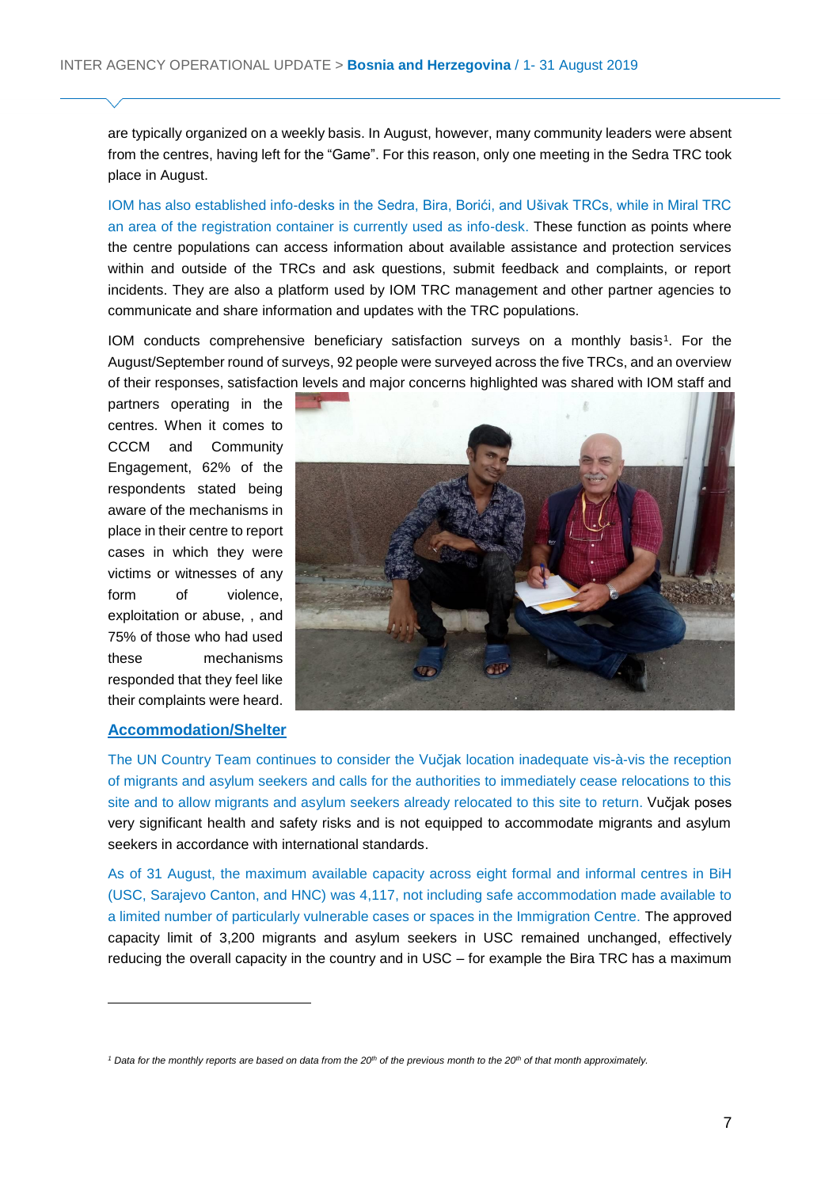are typically organized on a weekly basis. In August, however, many community leaders were absent from the centres, having left for the "Game". For this reason, only one meeting in the Sedra TRC took place in August.

IOM has also established info-desks in the Sedra, Bira, Borići, and Ušivak TRCs, while in Miral TRC an area of the registration container is currently used as info-desk. These function as points where the centre populations can access information about available assistance and protection services within and outside of the TRCs and ask questions, submit feedback and complaints, or report incidents. They are also a platform used by IOM TRC management and other partner agencies to communicate and share information and updates with the TRC populations.

IOM conducts comprehensive beneficiary satisfaction surveys on a monthly basis[1]. For the August/September round of surveys, 92 people were surveyed across the five TRCs, and an overview of their responses, satisfaction levels and major concerns highlighted was shared with IOM staff and partners operating in the centres. When it comes to CCCM and Community Engagement, 62% of the respondents stated being aware of the mechanisms in place in their centre to report cases in which they were victims or witnesses of any form of violence, exploitation or abuse, , and 75% of those who had used these mechanisms responded that they feel like their complaints were heard.

## Accommodation/Shelter

The UN Country Team continues to consider the Vučjak location inadequate vis-à-vis the reception of migrants and asylum seekers and calls for the authorities to immediately cease relocations to this site and to allow migrants and asylum seekers already relocated to this site to return. Vučjak poses very significant health and safety risks and is not equipped to accommodate migrants and asylum seekers in accordance with international standards.

As of 31 August, the maximum available capacity across eight formal and informal centres in BiH (USC, Sarajevo Canton, and HNC) was 4,117, not including safe accommodation made available to a limited number of particularly vulnerable cases or spaces in the Immigration Centre. The approved capacity limit of 3,200 migrants and asylum seekers in USC remained unchanged, effectively reducing the overall capacity in the country and in USC – for example the Bira TRC has a maximum

---

*[1] Data for the monthly reports are based on data from the 20th of the previous month to the 20th of that month approximately.*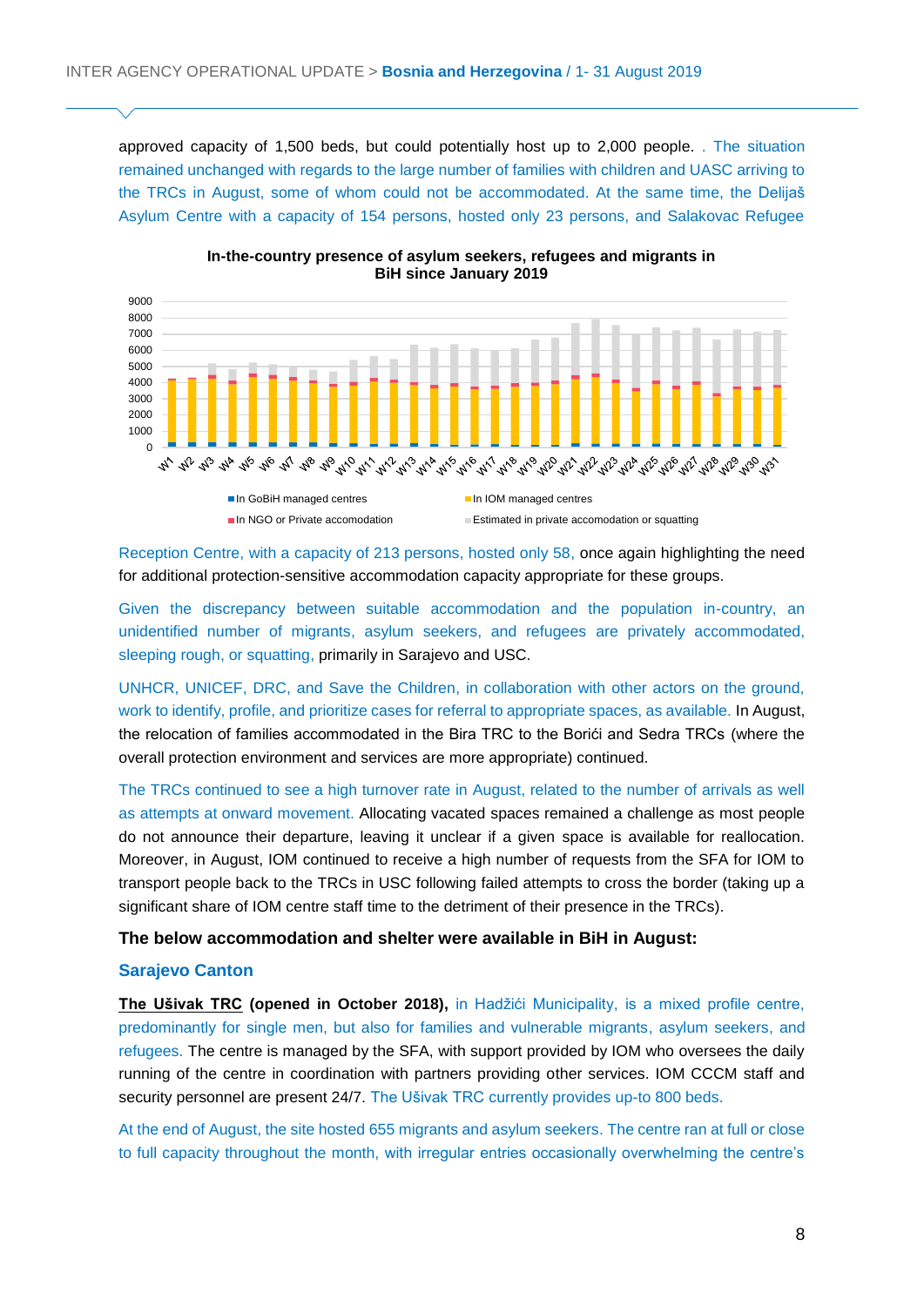approved capacity of 1,500 beds, but could potentially host up to 2,000 people. . The situation remained unchanged with regards to the large number of families with children and UASC arriving to the TRCs in August, some of whom could not be accommodated. At the same time, the Delijaš Asylum Centre with a capacity of 154 persons, hosted only 23 persons, and Salakovac Refugee

**In-the-country presence of asylum seekers, refugees and migrants in BiH since January 2019**

Reception Centre, with a capacity of 213 persons, hosted only 58, once again highlighting the need for additional protection-sensitive accommodation capacity appropriate for these groups.

Given the discrepancy between suitable accommodation and the population in-country, an unidentified number of migrants, asylum seekers, and refugees are privately accommodated, sleeping rough, or squatting, primarily in Sarajevo and USC.

UNHCR, UNICEF, DRC, and Save the Children, in collaboration with other actors on the ground, work to identify, profile, and prioritize cases for referral to appropriate spaces, as available. In August, the relocation of families accommodated in the Bira TRC to the Borići and Sedra TRCs (where the overall protection environment and services are more appropriate) continued.

The TRCs continued to see a high turnover rate in August, related to the number of arrivals as well as attempts at onward movement. Allocating vacated spaces remained a challenge as most people do not announce their departure, leaving it unclear if a given space is available for reallocation. Moreover, in August, IOM continued to receive a high number of requests from the SFA for IOM to transport people back to the TRCs in USC following failed attempts to cross the border (taking up a significant share of IOM centre staff time to the detriment of their presence in the TRCs).

**The below accommodation and shelter were available in BiH in August:**

### Sarajevo Canton

**The Ušivak TRC (opened in October 2018),** in Hadžići Municipality, is a mixed profile centre, predominantly for single men, but also for families and vulnerable migrants, asylum seekers, and refugees. The centre is managed by the SFA, with support provided by IOM who oversees the daily running of the centre in coordination with partners providing other services. IOM CCCM staff and security personnel are present 24/7. The Ušivak TRC currently provides up-to 800 beds.

At the end of August, the site hosted 655 migrants and asylum seekers. The centre ran at full or close to full capacity throughout the month, with irregular entries occasionally overwhelming the centre's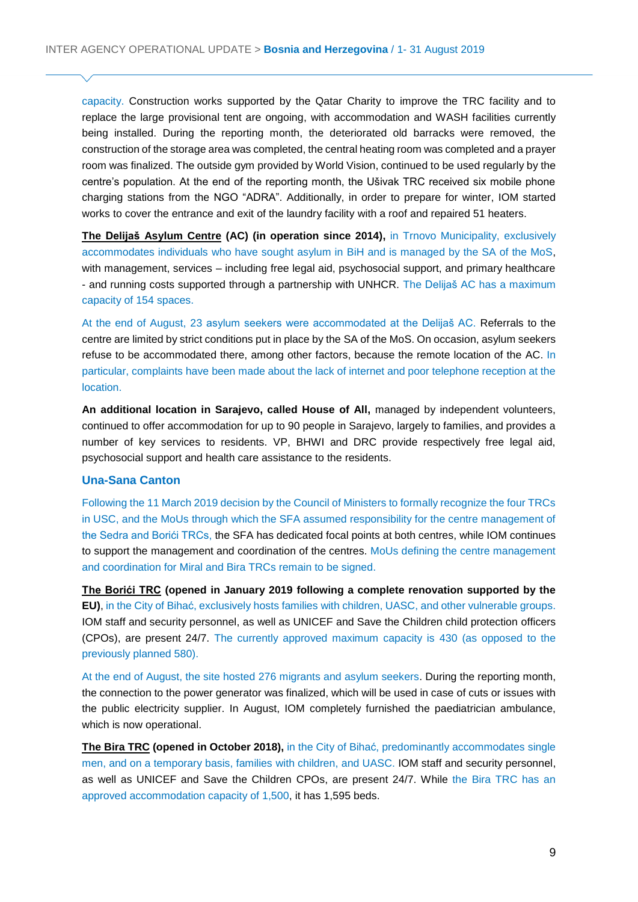capacity. Construction works supported by the Qatar Charity to improve the TRC facility and to replace the large provisional tent are ongoing, with accommodation and WASH facilities currently being installed. During the reporting month, the deteriorated old barracks were removed, the construction of the storage area was completed, the central heating room was completed and a prayer room was finalized. The outside gym provided by World Vision, continued to be used regularly by the centre's population. At the end of the reporting month, the Ušivak TRC received six mobile phone charging stations from the NGO "ADRA". Additionally, in order to prepare for winter, IOM started works to cover the entrance and exit of the laundry facility with a roof and repaired 51 heaters.

**The Delijaš Asylum Centre (AC) (in operation since 2014),** in Trnovo Municipality, exclusively accommodates individuals who have sought asylum in BiH and is managed by the SA of the MoS, with management, services – including free legal aid, psychosocial support, and primary healthcare - and running costs supported through a partnership with UNHCR. The Delijaš AC has a maximum capacity of 154 spaces.

At the end of August, 23 asylum seekers were accommodated at the Delijaš AC. Referrals to the centre are limited by strict conditions put in place by the SA of the MoS. On occasion, asylum seekers refuse to be accommodated there, among other factors, because the remote location of the AC. In particular, complaints have been made about the lack of internet and poor telephone reception at the location.

**An additional location in Sarajevo, called House of All,** managed by independent volunteers, continued to offer accommodation for up to 90 people in Sarajevo, largely to families, and provides a number of key services to residents. VP, BHWI and DRC provide respectively free legal aid, psychosocial support and health care assistance to the residents.

### Una-Sana Canton

Following the 11 March 2019 decision by the Council of Ministers to formally recognize the four TRCs in USC, and the MoUs through which the SFA assumed responsibility for the centre management of the Sedra and Borići TRCs, the SFA has dedicated focal points at both centres, while IOM continues to support the management and coordination of the centres. MoUs defining the centre management and coordination for Miral and Bira TRCs remain to be signed.

**The Borići TRC (opened in January 2019 following a complete renovation supported by the EU)**, in the City of Bihać, exclusively hosts families with children, UASC, and other vulnerable groups. IOM staff and security personnel, as well as UNICEF and Save the Children child protection officers (CPOs), are present 24/7. The currently approved maximum capacity is 430 (as opposed to the previously planned 580).

At the end of August, the site hosted 276 migrants and asylum seekers. During the reporting month, the connection to the power generator was finalized, which will be used in case of cuts or issues with the public electricity supplier. In August, IOM completely furnished the paediatrician ambulance, which is now operational.

**The Bira TRC (opened in October 2018),** in the City of Bihać, predominantly accommodates single men, and on a temporary basis, families with children, and UASC. IOM staff and security personnel, as well as UNICEF and Save the Children CPOs, are present 24/7. While the Bira TRC has an approved accommodation capacity of 1,500, it has 1,595 beds.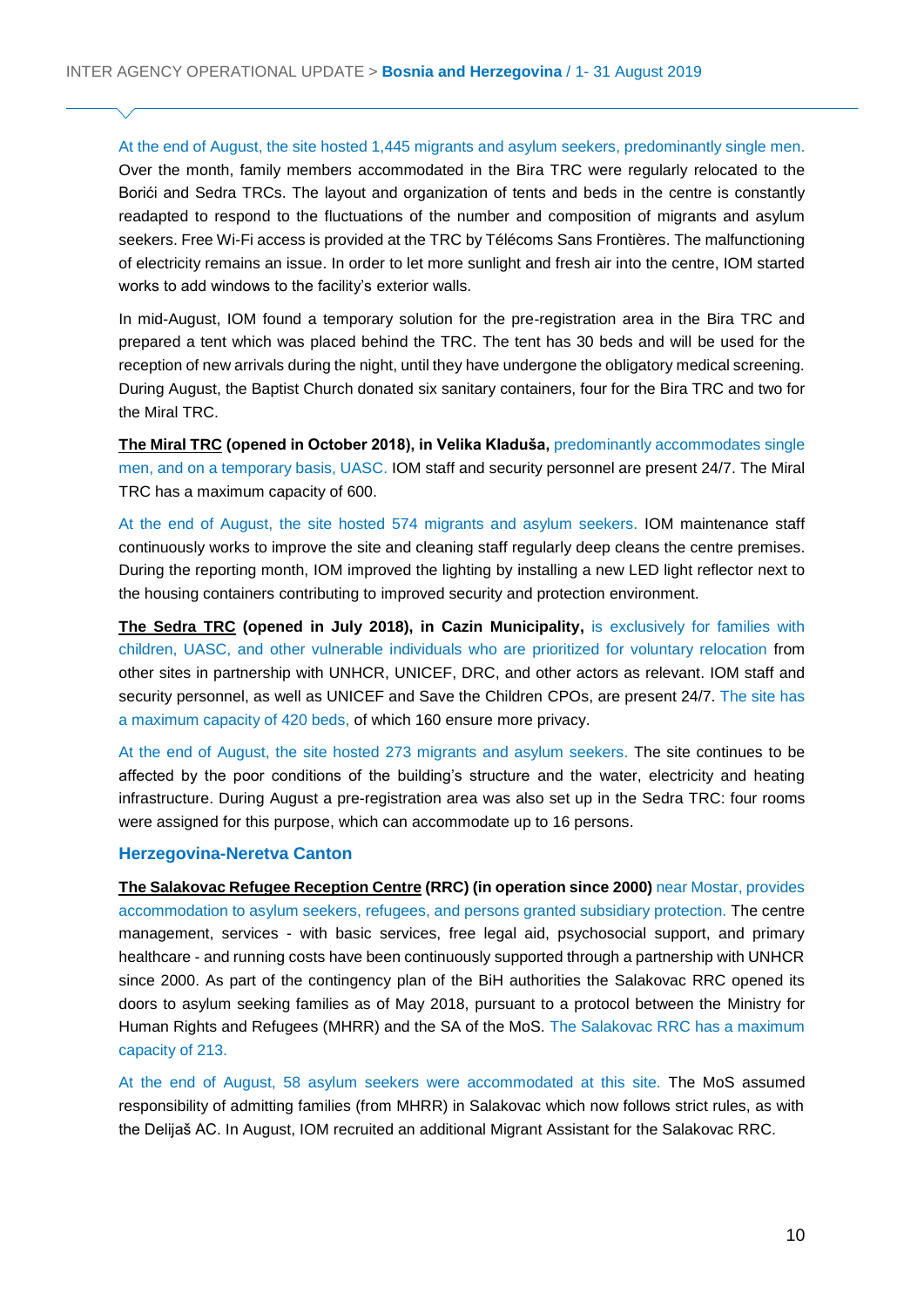At the end of August, the site hosted 1,445 migrants and asylum seekers, predominantly single men. Over the month, family members accommodated in the Bira TRC were regularly relocated to the Borići and Sedra TRCs. The layout and organization of tents and beds in the centre is constantly readapted to respond to the fluctuations of the number and composition of migrants and asylum seekers. Free Wi-Fi access is provided at the TRC by Télécoms Sans Frontières. The malfunctioning of electricity remains an issue. In order to let more sunlight and fresh air into the centre, IOM started works to add windows to the facility's exterior walls.

In mid-August, IOM found a temporary solution for the pre-registration area in the Bira TRC and prepared a tent which was placed behind the TRC. The tent has 30 beds and will be used for the reception of new arrivals during the night, until they have undergone the obligatory medical screening. During August, the Baptist Church donated six sanitary containers, four for the Bira TRC and two for the Miral TRC.

**The Miral TRC (opened in October 2018), in Velika Kladuša,** predominantly accommodates single men, and on a temporary basis, UASC. IOM staff and security personnel are present 24/7. The Miral TRC has a maximum capacity of 600.

At the end of August, the site hosted 574 migrants and asylum seekers. IOM maintenance staff continuously works to improve the site and cleaning staff regularly deep cleans the centre premises. During the reporting month, IOM improved the lighting by installing a new LED light reflector next to the housing containers contributing to improved security and protection environment.

**The Sedra TRC (opened in July 2018), in Cazin Municipality,** is exclusively for families with children, UASC, and other vulnerable individuals who are prioritized for voluntary relocation from other sites in partnership with UNHCR, UNICEF, DRC, and other actors as relevant. IOM staff and security personnel, as well as UNICEF and Save the Children CPOs, are present 24/7. The site has a maximum capacity of 420 beds, of which 160 ensure more privacy.

At the end of August, the site hosted 273 migrants and asylum seekers. The site continues to be affected by the poor conditions of the building's structure and the water, electricity and heating infrastructure. During August a pre-registration area was also set up in the Sedra TRC: four rooms were assigned for this purpose, which can accommodate up to 16 persons.

### Herzegovina-Neretva Canton

**The Salakovac Refugee Reception Centre (RRC) (in operation since 2000)** near Mostar, provides accommodation to asylum seekers, refugees, and persons granted subsidiary protection. The centre management, services - with basic services, free legal aid, psychosocial support, and primary healthcare - and running costs have been continuously supported through a partnership with UNHCR since 2000. As part of the contingency plan of the BiH authorities the Salakovac RRC opened its doors to asylum seeking families as of May 2018, pursuant to a protocol between the Ministry for Human Rights and Refugees (MHRR) and the SA of the MoS. The Salakovac RRC has a maximum capacity of 213.

At the end of August, 58 asylum seekers were accommodated at this site. The MoS assumed responsibility of admitting families (from MHRR) in Salakovac which now follows strict rules, as with the Delijaš AC. In August, IOM recruited an additional Migrant Assistant for the Salakovac RRC.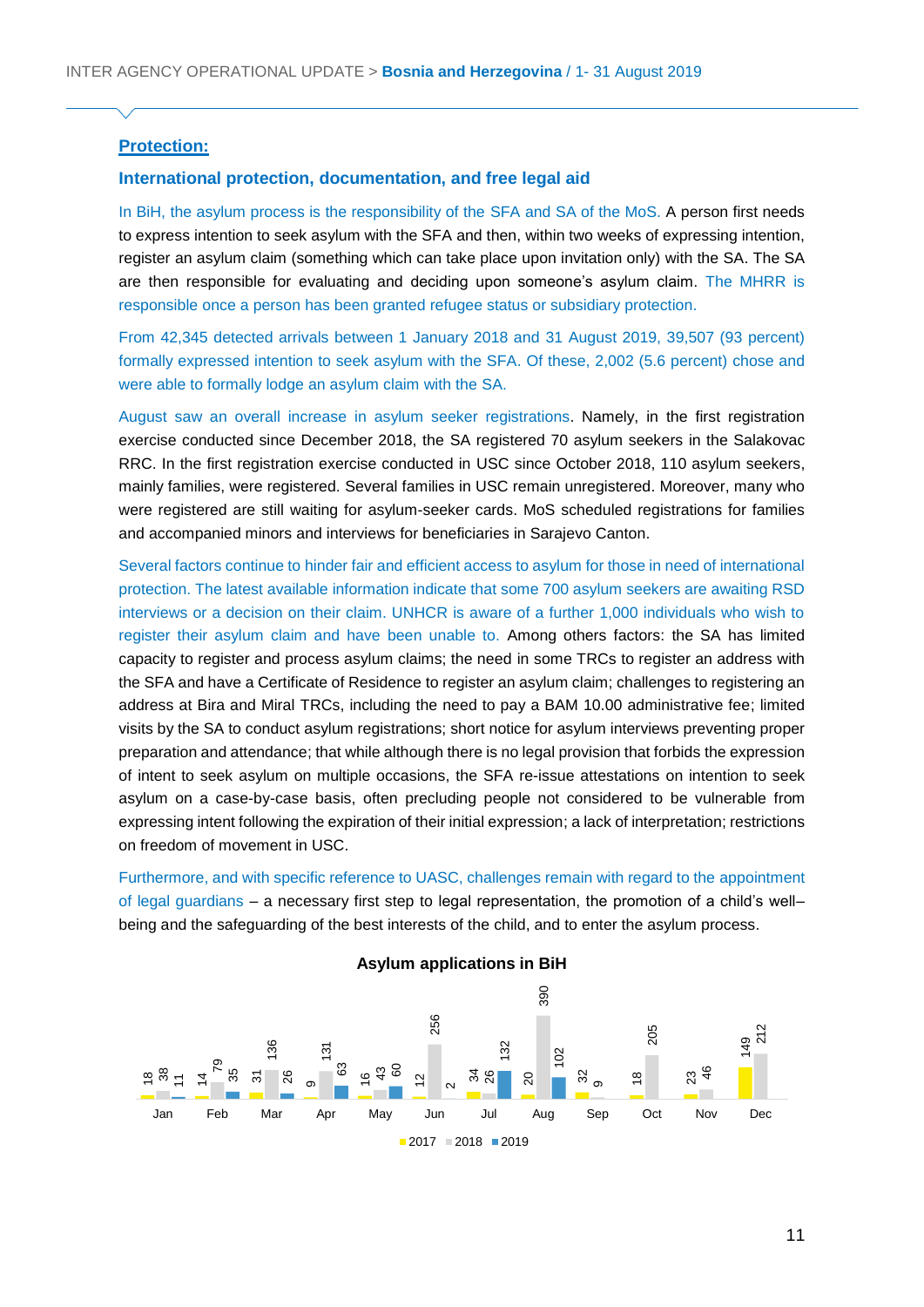## Protection:

### International protection, documentation, and free legal aid

In BiH, the asylum process is the responsibility of the SFA and SA of the MoS. A person first needs to express intention to seek asylum with the SFA and then, within two weeks of expressing intention, register an asylum claim (something which can take place upon invitation only) with the SA. The SA are then responsible for evaluating and deciding upon someone's asylum claim. The MHRR is responsible once a person has been granted refugee status or subsidiary protection.

From 42,345 detected arrivals between 1 January 2018 and 31 August 2019, 39,507 (93 percent) formally expressed intention to seek asylum with the SFA. Of these, 2,002 (5.6 percent) chose and were able to formally lodge an asylum claim with the SA.

August saw an overall increase in asylum seeker registrations. Namely, in the first registration exercise conducted since December 2018, the SA registered 70 asylum seekers in the Salakovac RRC. In the first registration exercise conducted in USC since October 2018, 110 asylum seekers, mainly families, were registered. Several families in USC remain unregistered. Moreover, many who were registered are still waiting for asylum-seeker cards. MoS scheduled registrations for families and accompanied minors and interviews for beneficiaries in Sarajevo Canton.

Several factors continue to hinder fair and efficient access to asylum for those in need of international protection. The latest available information indicate that some 700 asylum seekers are awaiting RSD interviews or a decision on their claim. UNHCR is aware of a further 1,000 individuals who wish to register their asylum claim and have been unable to. Among others factors: the SA has limited capacity to register and process asylum claims; the need in some TRCs to register an address with the SFA and have a Certificate of Residence to register an asylum claim; challenges to registering an address at Bira and Miral TRCs, including the need to pay a BAM 10.00 administrative fee; limited visits by the SA to conduct asylum registrations; short notice for asylum interviews preventing proper preparation and attendance; that while although there is no legal provision that forbids the expression of intent to seek asylum on multiple occasions, the SFA re-issue attestations on intention to seek asylum on a case-by-case basis, often precluding people not considered to be vulnerable from expressing intent following the expiration of their initial expression; a lack of interpretation; restrictions on freedom of movement in USC.

Furthermore, and with specific reference to UASC, challenges remain with regard to the appointment of legal guardians – a necessary first step to legal representation, the promotion of a child's well–being and the safeguarding of the best interests of the child, and to enter the asylum process.

**Asylum applications in BiH**

| Month | 2017 | 2018 | 2019 |
|---|---|---|---|
| Jan | 18 | 38 | 11 |
| Feb | 14 | 79 | 35 |
| Mar | 31 | 136 | 26 |
| Apr | 9 | 131 | 63 |
| May | 16 | 43 | 60 |
| Jun | 12 | 256 | 2 |
| Jul | 34 | 26 | 132 |
| Aug | 20 | 390 | 102 |
| Sep | 32 | 9 | |
| Oct | 18 | 205 | |
| Nov | 23 | 46 | |
| Dec | 149 | 212 | |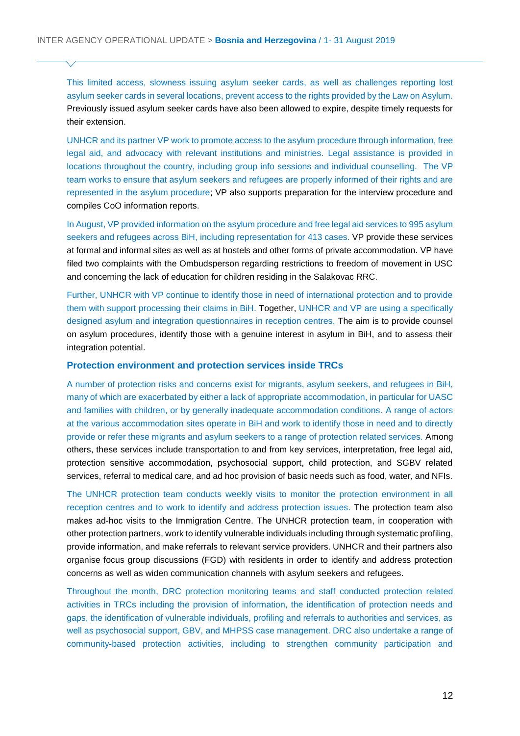This limited access, slowness issuing asylum seeker cards, as well as challenges reporting lost asylum seeker cards in several locations, prevent access to the rights provided by the Law on Asylum. Previously issued asylum seeker cards have also been allowed to expire, despite timely requests for their extension.

UNHCR and its partner VP work to promote access to the asylum procedure through information, free legal aid, and advocacy with relevant institutions and ministries. Legal assistance is provided in locations throughout the country, including group info sessions and individual counselling. The VP team works to ensure that asylum seekers and refugees are properly informed of their rights and are represented in the asylum procedure; VP also supports preparation for the interview procedure and compiles CoO information reports.

In August, VP provided information on the asylum procedure and free legal aid services to 995 asylum seekers and refugees across BiH, including representation for 413 cases. VP provide these services at formal and informal sites as well as at hostels and other forms of private accommodation. VP have filed two complaints with the Ombudsperson regarding restrictions to freedom of movement in USC and concerning the lack of education for children residing in the Salakovac RRC.

Further, UNHCR with VP continue to identify those in need of international protection and to provide them with support processing their claims in BiH. Together, UNHCR and VP are using a specifically designed asylum and integration questionnaires in reception centres. The aim is to provide counsel on asylum procedures, identify those with a genuine interest in asylum in BiH, and to assess their integration potential.

### Protection environment and protection services inside TRCs

A number of protection risks and concerns exist for migrants, asylum seekers, and refugees in BiH, many of which are exacerbated by either a lack of appropriate accommodation, in particular for UASC and families with children, or by generally inadequate accommodation conditions. A range of actors at the various accommodation sites operate in BiH and work to identify those in need and to directly provide or refer these migrants and asylum seekers to a range of protection related services. Among others, these services include transportation to and from key services, interpretation, free legal aid, protection sensitive accommodation, psychosocial support, child protection, and SGBV related services, referral to medical care, and ad hoc provision of basic needs such as food, water, and NFIs.

The UNHCR protection team conducts weekly visits to monitor the protection environment in all reception centres and to work to identify and address protection issues. The protection team also makes ad-hoc visits to the Immigration Centre. The UNHCR protection team, in cooperation with other protection partners, work to identify vulnerable individuals including through systematic profiling, provide information, and make referrals to relevant service providers. UNHCR and their partners also organise focus group discussions (FGD) with residents in order to identify and address protection concerns as well as widen communication channels with asylum seekers and refugees.

Throughout the month, DRC protection monitoring teams and staff conducted protection related activities in TRCs including the provision of information, the identification of protection needs and gaps, the identification of vulnerable individuals, profiling and referrals to authorities and services, as well as psychosocial support, GBV, and MHPSS case management. DRC also undertake a range of community-based protection activities, including to strengthen community participation and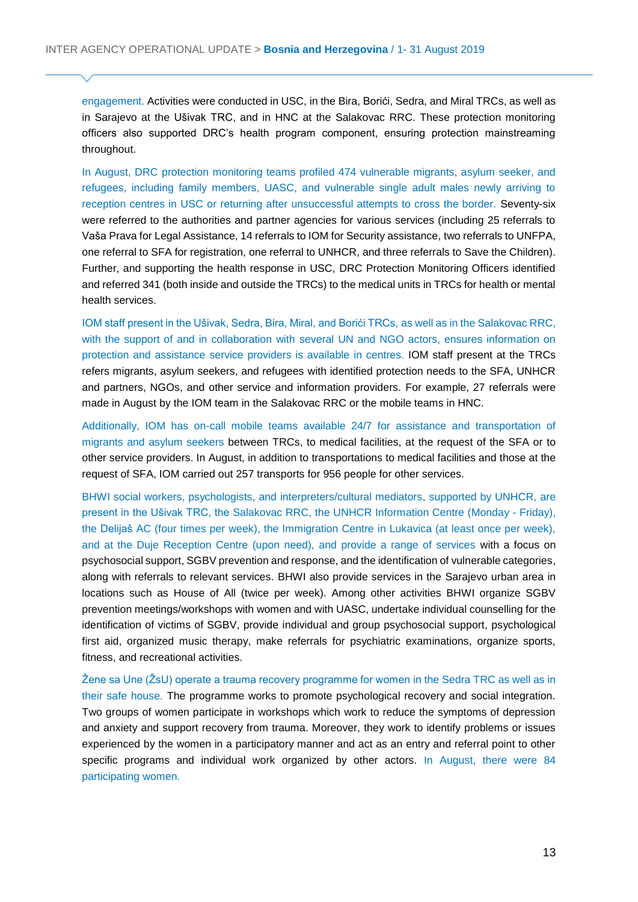engagement. Activities were conducted in USC, in the Bira, Borići, Sedra, and Miral TRCs, as well as in Sarajevo at the Ušivak TRC, and in HNC at the Salakovac RRC. These protection monitoring officers also supported DRC's health program component, ensuring protection mainstreaming throughout.

In August, DRC protection monitoring teams profiled 474 vulnerable migrants, asylum seeker, and refugees, including family members, UASC, and vulnerable single adult males newly arriving to reception centres in USC or returning after unsuccessful attempts to cross the border. Seventy-six were referred to the authorities and partner agencies for various services (including 25 referrals to Vaša Prava for Legal Assistance, 14 referrals to IOM for Security assistance, two referrals to UNFPA, one referral to SFA for registration, one referral to UNHCR, and three referrals to Save the Children). Further, and supporting the health response in USC, DRC Protection Monitoring Officers identified and referred 341 (both inside and outside the TRCs) to the medical units in TRCs for health or mental health services.

IOM staff present in the Ušivak, Sedra, Bira, Miral, and Borići TRCs, as well as in the Salakovac RRC, with the support of and in collaboration with several UN and NGO actors, ensures information on protection and assistance service providers is available in centres. IOM staff present at the TRCs refers migrants, asylum seekers, and refugees with identified protection needs to the SFA, UNHCR and partners, NGOs, and other service and information providers. For example, 27 referrals were made in August by the IOM team in the Salakovac RRC or the mobile teams in HNC.

Additionally, IOM has on-call mobile teams available 24/7 for assistance and transportation of migrants and asylum seekers between TRCs, to medical facilities, at the request of the SFA or to other service providers. In August, in addition to transportations to medical facilities and those at the request of SFA, IOM carried out 257 transports for 956 people for other services.

BHWI social workers, psychologists, and interpreters/cultural mediators, supported by UNHCR, are present in the Ušivak TRC, the Salakovac RRC, the UNHCR Information Centre (Monday - Friday), the Delijaš AC (four times per week), the Immigration Centre in Lukavica (at least once per week), and at the Duje Reception Centre (upon need), and provide a range of services with a focus on psychosocial support, SGBV prevention and response, and the identification of vulnerable categories, along with referrals to relevant services. BHWI also provide services in the Sarajevo urban area in locations such as House of All (twice per week). Among other activities BHWI organize SGBV prevention meetings/workshops with women and with UASC, undertake individual counselling for the identification of victims of SGBV, provide individual and group psychosocial support, psychological first aid, organized music therapy, make referrals for psychiatric examinations, organize sports, fitness, and recreational activities.

Žene sa Une (ŽsU) operate a trauma recovery programme for women in the Sedra TRC as well as in their safe house. The programme works to promote psychological recovery and social integration. Two groups of women participate in workshops which work to reduce the symptoms of depression and anxiety and support recovery from trauma. Moreover, they work to identify problems or issues experienced by the women in a participatory manner and act as an entry and referral point to other specific programs and individual work organized by other actors. In August, there were 84 participating women.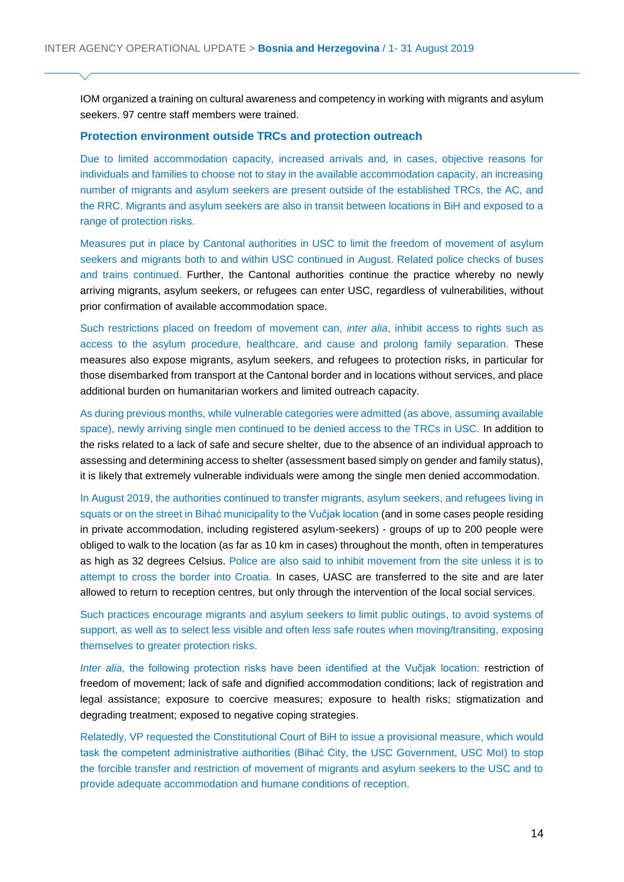IOM organized a training on cultural awareness and competency in working with migrants and asylum seekers. 97 centre staff members were trained.

### Protection environment outside TRCs and protection outreach

Due to limited accommodation capacity, increased arrivals and, in cases, objective reasons for individuals and families to choose not to stay in the available accommodation capacity, an increasing number of migrants and asylum seekers are present outside of the established TRCs, the AC, and the RRC. Migrants and asylum seekers are also in transit between locations in BiH and exposed to a range of protection risks.

Measures put in place by Cantonal authorities in USC to limit the freedom of movement of asylum seekers and migrants both to and within USC continued in August. Related police checks of buses and trains continued. Further, the Cantonal authorities continue the practice whereby no newly arriving migrants, asylum seekers, or refugees can enter USC, regardless of vulnerabilities, without prior confirmation of available accommodation space.

Such restrictions placed on freedom of movement can, *inter alia*, inhibit access to rights such as access to the asylum procedure, healthcare, and cause and prolong family separation. These measures also expose migrants, asylum seekers, and refugees to protection risks, in particular for those disembarked from transport at the Cantonal border and in locations without services, and place additional burden on humanitarian workers and limited outreach capacity.

As during previous months, while vulnerable categories were admitted (as above, assuming available space), newly arriving single men continued to be denied access to the TRCs in USC. In addition to the risks related to a lack of safe and secure shelter, due to the absence of an individual approach to assessing and determining access to shelter (assessment based simply on gender and family status), it is likely that extremely vulnerable individuals were among the single men denied accommodation.

In August 2019, the authorities continued to transfer migrants, asylum seekers, and refugees living in squats or on the street in Bihać municipality to the Vučjak location (and in some cases people residing in private accommodation, including registered asylum-seekers) - groups of up to 200 people were obliged to walk to the location (as far as 10 km in cases) throughout the month, often in temperatures as high as 32 degrees Celsius. Police are also said to inhibit movement from the site unless it is to attempt to cross the border into Croatia. In cases, UASC are transferred to the site and are later allowed to return to reception centres, but only through the intervention of the local social services.

Such practices encourage migrants and asylum seekers to limit public outings, to avoid systems of support, as well as to select less visible and often less safe routes when moving/transiting, exposing themselves to greater protection risks.

*Inter alia*, the following protection risks have been identified at the Vučjak location: restriction of freedom of movement; lack of safe and dignified accommodation conditions; lack of registration and legal assistance; exposure to coercive measures; exposure to health risks; stigmatization and degrading treatment; exposed to negative coping strategies.

Relatedly, VP requested the Constitutional Court of BiH to issue a provisional measure, which would task the competent administrative authorities (Bihać City, the USC Government, USC MoI) to stop the forcible transfer and restriction of movement of migrants and asylum seekers to the USC and to provide adequate accommodation and humane conditions of reception.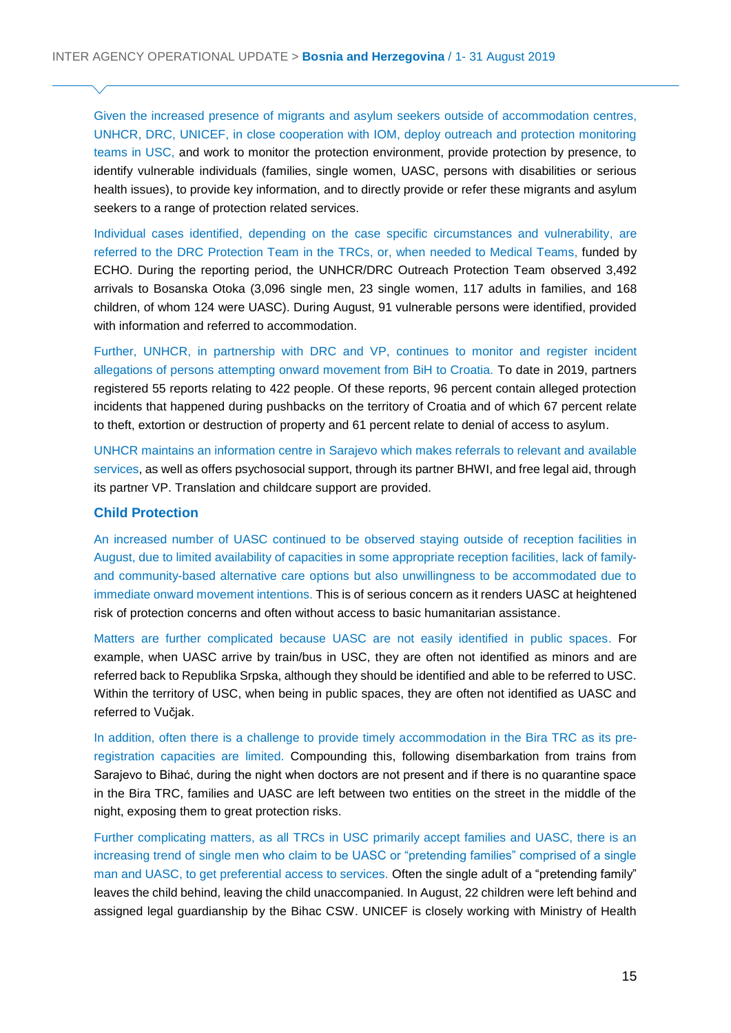Given the increased presence of migrants and asylum seekers outside of accommodation centres, UNHCR, DRC, UNICEF, in close cooperation with IOM, deploy outreach and protection monitoring teams in USC, and work to monitor the protection environment, provide protection by presence, to identify vulnerable individuals (families, single women, UASC, persons with disabilities or serious health issues), to provide key information, and to directly provide or refer these migrants and asylum seekers to a range of protection related services.

Individual cases identified, depending on the case specific circumstances and vulnerability, are referred to the DRC Protection Team in the TRCs, or, when needed to Medical Teams, funded by ECHO. During the reporting period, the UNHCR/DRC Outreach Protection Team observed 3,492 arrivals to Bosanska Otoka (3,096 single men, 23 single women, 117 adults in families, and 168 children, of whom 124 were UASC). During August, 91 vulnerable persons were identified, provided with information and referred to accommodation.

Further, UNHCR, in partnership with DRC and VP, continues to monitor and register incident allegations of persons attempting onward movement from BiH to Croatia. To date in 2019, partners registered 55 reports relating to 422 people. Of these reports, 96 percent contain alleged protection incidents that happened during pushbacks on the territory of Croatia and of which 67 percent relate to theft, extortion or destruction of property and 61 percent relate to denial of access to asylum.

UNHCR maintains an information centre in Sarajevo which makes referrals to relevant and available services, as well as offers psychosocial support, through its partner BHWI, and free legal aid, through its partner VP. Translation and childcare support are provided.

### Child Protection

An increased number of UASC continued to be observed staying outside of reception facilities in August, due to limited availability of capacities in some appropriate reception facilities, lack of family- and community-based alternative care options but also unwillingness to be accommodated due to immediate onward movement intentions. This is of serious concern as it renders UASC at heightened risk of protection concerns and often without access to basic humanitarian assistance.

Matters are further complicated because UASC are not easily identified in public spaces. For example, when UASC arrive by train/bus in USC, they are often not identified as minors and are referred back to Republika Srpska, although they should be identified and able to be referred to USC. Within the territory of USC, when being in public spaces, they are often not identified as UASC and referred to Vučjak.

In addition, often there is a challenge to provide timely accommodation in the Bira TRC as its pre-registration capacities are limited. Compounding this, following disembarkation from trains from Sarajevo to Bihać, during the night when doctors are not present and if there is no quarantine space in the Bira TRC, families and UASC are left between two entities on the street in the middle of the night, exposing them to great protection risks.

Further complicating matters, as all TRCs in USC primarily accept families and UASC, there is an increasing trend of single men who claim to be UASC or "pretending families" comprised of a single man and UASC, to get preferential access to services. Often the single adult of a "pretending family" leaves the child behind, leaving the child unaccompanied. In August, 22 children were left behind and assigned legal guardianship by the Bihac CSW. UNICEF is closely working with Ministry of Health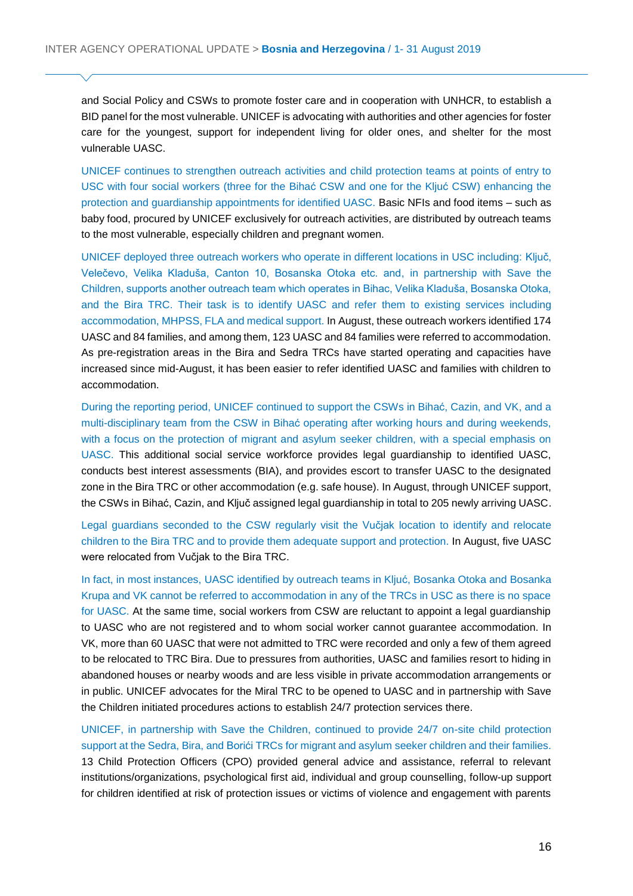and Social Policy and CSWs to promote foster care and in cooperation with UNHCR, to establish a BID panel for the most vulnerable. UNICEF is advocating with authorities and other agencies for foster care for the youngest, support for independent living for older ones, and shelter for the most vulnerable UASC.

UNICEF continues to strengthen outreach activities and child protection teams at points of entry to USC with four social workers (three for the Bihać CSW and one for the Kljuć CSW) enhancing the protection and guardianship appointments for identified UASC. Basic NFIs and food items – such as baby food, procured by UNICEF exclusively for outreach activities, are distributed by outreach teams to the most vulnerable, especially children and pregnant women.

UNICEF deployed three outreach workers who operate in different locations in USC including: Ključ, Velečevo, Velika Kladuša, Canton 10, Bosanska Otoka etc. and, in partnership with Save the Children, supports another outreach team which operates in Bihac, Velika Kladuša, Bosanska Otoka, and the Bira TRC. Their task is to identify UASC and refer them to existing services including accommodation, MHPSS, FLA and medical support. In August, these outreach workers identified 174 UASC and 84 families, and among them, 123 UASC and 84 families were referred to accommodation. As pre-registration areas in the Bira and Sedra TRCs have started operating and capacities have increased since mid-August, it has been easier to refer identified UASC and families with children to accommodation.

During the reporting period, UNICEF continued to support the CSWs in Bihać, Cazin, and VK, and a multi-disciplinary team from the CSW in Bihać operating after working hours and during weekends, with a focus on the protection of migrant and asylum seeker children, with a special emphasis on UASC. This additional social service workforce provides legal guardianship to identified UASC, conducts best interest assessments (BIA), and provides escort to transfer UASC to the designated zone in the Bira TRC or other accommodation (e.g. safe house). In August, through UNICEF support, the CSWs in Bihać, Cazin, and Ključ assigned legal guardianship in total to 205 newly arriving UASC.

Legal guardians seconded to the CSW regularly visit the Vučjak location to identify and relocate children to the Bira TRC and to provide them adequate support and protection. In August, five UASC were relocated from Vučjak to the Bira TRC.

In fact, in most instances, UASC identified by outreach teams in Kljuć, Bosanka Otoka and Bosanka Krupa and VK cannot be referred to accommodation in any of the TRCs in USC as there is no space for UASC. At the same time, social workers from CSW are reluctant to appoint a legal guardianship to UASC who are not registered and to whom social worker cannot guarantee accommodation. In VK, more than 60 UASC that were not admitted to TRC were recorded and only a few of them agreed to be relocated to TRC Bira. Due to pressures from authorities, UASC and families resort to hiding in abandoned houses or nearby woods and are less visible in private accommodation arrangements or in public. UNICEF advocates for the Miral TRC to be opened to UASC and in partnership with Save the Children initiated procedures actions to establish 24/7 protection services there.

UNICEF, in partnership with Save the Children, continued to provide 24/7 on-site child protection support at the Sedra, Bira, and Borići TRCs for migrant and asylum seeker children and their families. 13 Child Protection Officers (CPO) provided general advice and assistance, referral to relevant institutions/organizations, psychological first aid, individual and group counselling, follow-up support for children identified at risk of protection issues or victims of violence and engagement with parents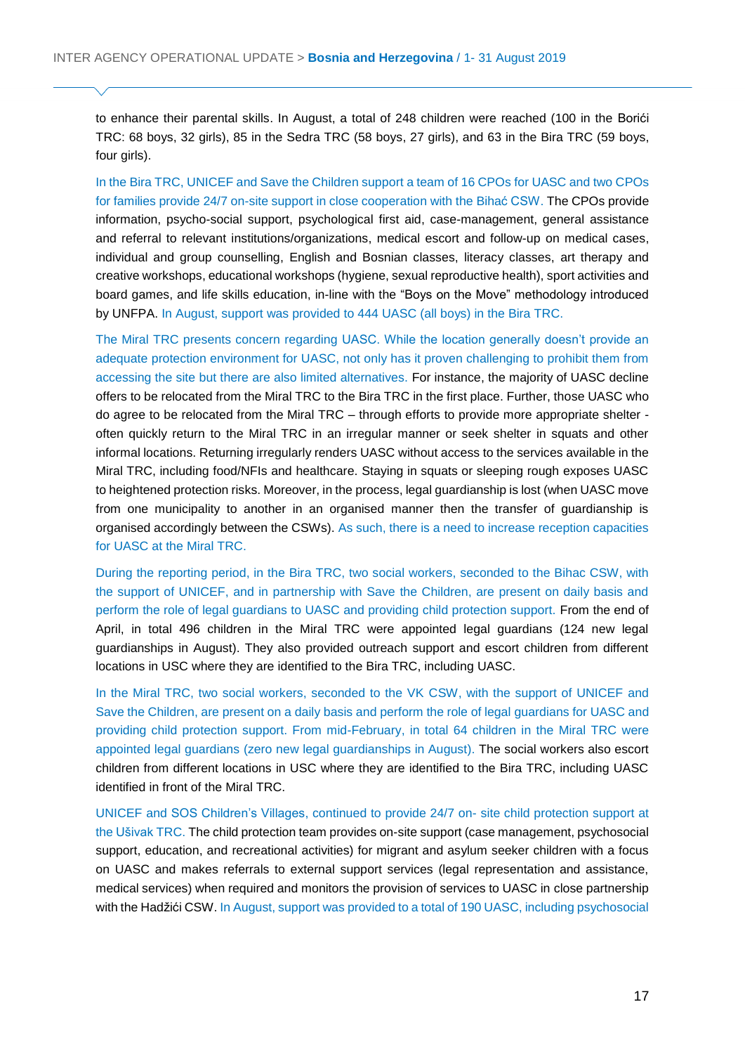to enhance their parental skills. In August, a total of 248 children were reached (100 in the Borići TRC: 68 boys, 32 girls), 85 in the Sedra TRC (58 boys, 27 girls), and 63 in the Bira TRC (59 boys, four girls).

In the Bira TRC, UNICEF and Save the Children support a team of 16 CPOs for UASC and two CPOs for families provide 24/7 on-site support in close cooperation with the Bihać CSW. The CPOs provide information, psycho-social support, psychological first aid, case-management, general assistance and referral to relevant institutions/organizations, medical escort and follow-up on medical cases, individual and group counselling, English and Bosnian classes, literacy classes, art therapy and creative workshops, educational workshops (hygiene, sexual reproductive health), sport activities and board games, and life skills education, in-line with the "Boys on the Move" methodology introduced by UNFPA. In August, support was provided to 444 UASC (all boys) in the Bira TRC.

The Miral TRC presents concern regarding UASC. While the location generally doesn't provide an adequate protection environment for UASC, not only has it proven challenging to prohibit them from accessing the site but there are also limited alternatives. For instance, the majority of UASC decline offers to be relocated from the Miral TRC to the Bira TRC in the first place. Further, those UASC who do agree to be relocated from the Miral TRC – through efforts to provide more appropriate shelter - often quickly return to the Miral TRC in an irregular manner or seek shelter in squats and other informal locations. Returning irregularly renders UASC without access to the services available in the Miral TRC, including food/NFIs and healthcare. Staying in squats or sleeping rough exposes UASC to heightened protection risks. Moreover, in the process, legal guardianship is lost (when UASC move from one municipality to another in an organised manner then the transfer of guardianship is organised accordingly between the CSWs). As such, there is a need to increase reception capacities for UASC at the Miral TRC.

During the reporting period, in the Bira TRC, two social workers, seconded to the Bihac CSW, with the support of UNICEF, and in partnership with Save the Children, are present on daily basis and perform the role of legal guardians to UASC and providing child protection support. From the end of April, in total 496 children in the Miral TRC were appointed legal guardians (124 new legal guardianships in August). They also provided outreach support and escort children from different locations in USC where they are identified to the Bira TRC, including UASC.

In the Miral TRC, two social workers, seconded to the VK CSW, with the support of UNICEF and Save the Children, are present on a daily basis and perform the role of legal guardians for UASC and providing child protection support. From mid-February, in total 64 children in the Miral TRC were appointed legal guardians (zero new legal guardianships in August). The social workers also escort children from different locations in USC where they are identified to the Bira TRC, including UASC identified in front of the Miral TRC.

UNICEF and SOS Children's Villages, continued to provide 24/7 on- site child protection support at the Ušivak TRC. The child protection team provides on-site support (case management, psychosocial support, education, and recreational activities) for migrant and asylum seeker children with a focus on UASC and makes referrals to external support services (legal representation and assistance, medical services) when required and monitors the provision of services to UASC in close partnership with the Hadžići CSW. In August, support was provided to a total of 190 UASC, including psychosocial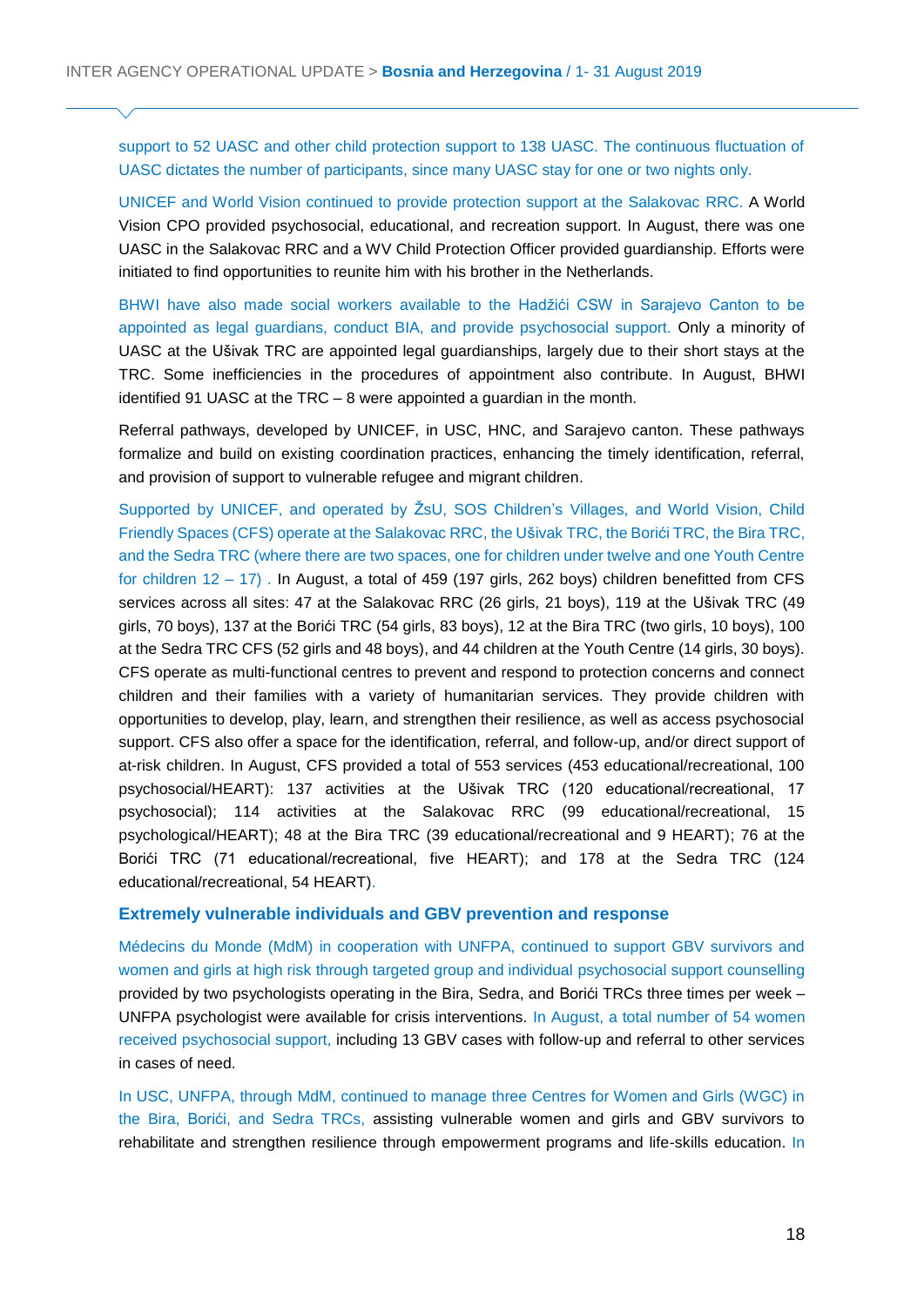support to 52 UASC and other child protection support to 138 UASC. The continuous fluctuation of UASC dictates the number of participants, since many UASC stay for one or two nights only.

UNICEF and World Vision continued to provide protection support at the Salakovac RRC. A World Vision CPO provided psychosocial, educational, and recreation support. In August, there was one UASC in the Salakovac RRC and a WV Child Protection Officer provided guardianship. Efforts were initiated to find opportunities to reunite him with his brother in the Netherlands.

BHWI have also made social workers available to the Hadžići CSW in Sarajevo Canton to be appointed as legal guardians, conduct BIA, and provide psychosocial support. Only a minority of UASC at the Ušivak TRC are appointed legal guardianships, largely due to their short stays at the TRC. Some inefficiencies in the procedures of appointment also contribute. In August, BHWI identified 91 UASC at the TRC – 8 were appointed a guardian in the month.

Referral pathways, developed by UNICEF, in USC, HNC, and Sarajevo canton. These pathways formalize and build on existing coordination practices, enhancing the timely identification, referral, and provision of support to vulnerable refugee and migrant children.

Supported by UNICEF, and operated by ŽsU, SOS Children's Villages, and World Vision, Child Friendly Spaces (CFS) operate at the Salakovac RRC, the Ušivak TRC, the Borići TRC, the Bira TRC, and the Sedra TRC (where there are two spaces, one for children under twelve and one Youth Centre for children 12 – 17) . In August, a total of 459 (197 girls, 262 boys) children benefitted from CFS services across all sites: 47 at the Salakovac RRC (26 girls, 21 boys), 119 at the Ušivak TRC (49 girls, 70 boys), 137 at the Borići TRC (54 girls, 83 boys), 12 at the Bira TRC (two girls, 10 boys), 100 at the Sedra TRC CFS (52 girls and 48 boys), and 44 children at the Youth Centre (14 girls, 30 boys). CFS operate as multi-functional centres to prevent and respond to protection concerns and connect children and their families with a variety of humanitarian services. They provide children with opportunities to develop, play, learn, and strengthen their resilience, as well as access psychosocial support. CFS also offer a space for the identification, referral, and follow-up, and/or direct support of at-risk children. In August, CFS provided a total of 553 services (453 educational/recreational, 100 psychosocial/HEART): 137 activities at the Ušivak TRC (120 educational/recreational, 17 psychosocial); 114 activities at the Salakovac RRC (99 educational/recreational, 15 psychological/HEART); 48 at the Bira TRC (39 educational/recreational and 9 HEART); 76 at the Borići TRC (71 educational/recreational, five HEART); and 178 at the Sedra TRC (124 educational/recreational, 54 HEART).

### Extremely vulnerable individuals and GBV prevention and response

Médecins du Monde (MdM) in cooperation with UNFPA, continued to support GBV survivors and women and girls at high risk through targeted group and individual psychosocial support counselling provided by two psychologists operating in the Bira, Sedra, and Borići TRCs three times per week – UNFPA psychologist were available for crisis interventions. In August, a total number of 54 women received psychosocial support, including 13 GBV cases with follow-up and referral to other services in cases of need.

In USC, UNFPA, through MdM, continued to manage three Centres for Women and Girls (WGC) in the Bira, Borići, and Sedra TRCs, assisting vulnerable women and girls and GBV survivors to rehabilitate and strengthen resilience through empowerment programs and life-skills education. In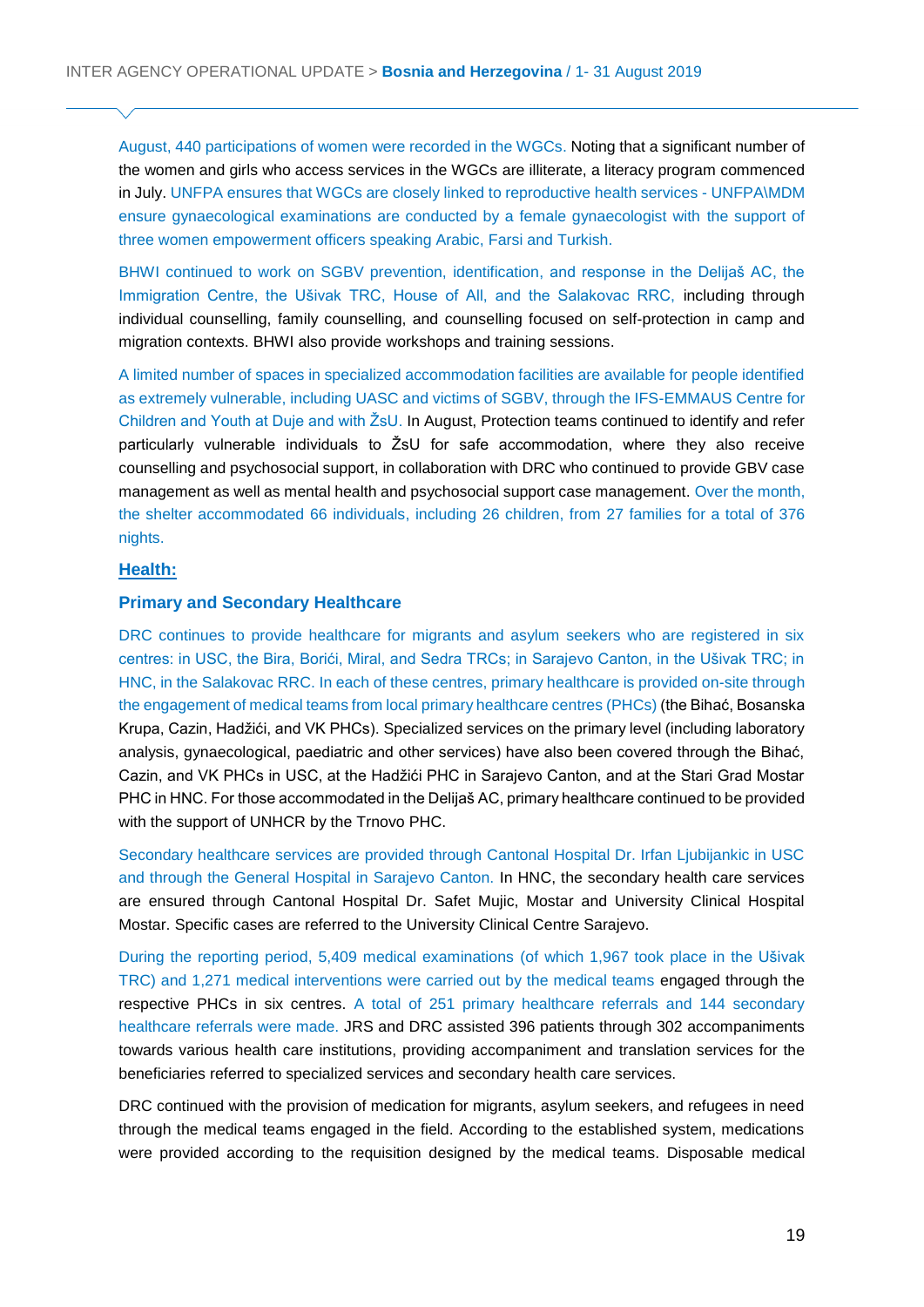August, 440 participations of women were recorded in the WGCs. Noting that a significant number of the women and girls who access services in the WGCs are illiterate, a literacy program commenced in July. UNFPA ensures that WGCs are closely linked to reproductive health services - UNFPA\MDM ensure gynaecological examinations are conducted by a female gynaecologist with the support of three women empowerment officers speaking Arabic, Farsi and Turkish.

BHWI continued to work on SGBV prevention, identification, and response in the Delijaš AC, the Immigration Centre, the Ušivak TRC, House of All, and the Salakovac RRC, including through individual counselling, family counselling, and counselling focused on self-protection in camp and migration contexts. BHWI also provide workshops and training sessions.

A limited number of spaces in specialized accommodation facilities are available for people identified as extremely vulnerable, including UASC and victims of SGBV, through the IFS-EMMAUS Centre for Children and Youth at Duje and with ŽsU. In August, Protection teams continued to identify and refer particularly vulnerable individuals to ŽsU for safe accommodation, where they also receive counselling and psychosocial support, in collaboration with DRC who continued to provide GBV case management as well as mental health and psychosocial support case management. Over the month, the shelter accommodated 66 individuals, including 26 children, from 27 families for a total of 376 nights.

## Health:

### Primary and Secondary Healthcare

DRC continues to provide healthcare for migrants and asylum seekers who are registered in six centres: in USC, the Bira, Borići, Miral, and Sedra TRCs; in Sarajevo Canton, in the Ušivak TRC; in HNC, in the Salakovac RRC. In each of these centres, primary healthcare is provided on-site through the engagement of medical teams from local primary healthcare centres (PHCs) (the Bihać, Bosanska Krupa, Cazin, Hadžići, and VK PHCs). Specialized services on the primary level (including laboratory analysis, gynaecological, paediatric and other services) have also been covered through the Bihać, Cazin, and VK PHCs in USC, at the Hadžići PHC in Sarajevo Canton, and at the Stari Grad Mostar PHC in HNC. For those accommodated in the Delijaš AC, primary healthcare continued to be provided with the support of UNHCR by the Trnovo PHC.

Secondary healthcare services are provided through Cantonal Hospital Dr. Irfan Ljubijankic in USC and through the General Hospital in Sarajevo Canton. In HNC, the secondary health care services are ensured through Cantonal Hospital Dr. Safet Mujic, Mostar and University Clinical Hospital Mostar. Specific cases are referred to the University Clinical Centre Sarajevo.

During the reporting period, 5,409 medical examinations (of which 1,967 took place in the Ušivak TRC) and 1,271 medical interventions were carried out by the medical teams engaged through the respective PHCs in six centres. A total of 251 primary healthcare referrals and 144 secondary healthcare referrals were made. JRS and DRC assisted 396 patients through 302 accompaniments towards various health care institutions, providing accompaniment and translation services for the beneficiaries referred to specialized services and secondary health care services.

DRC continued with the provision of medication for migrants, asylum seekers, and refugees in need through the medical teams engaged in the field. According to the established system, medications were provided according to the requisition designed by the medical teams. Disposable medical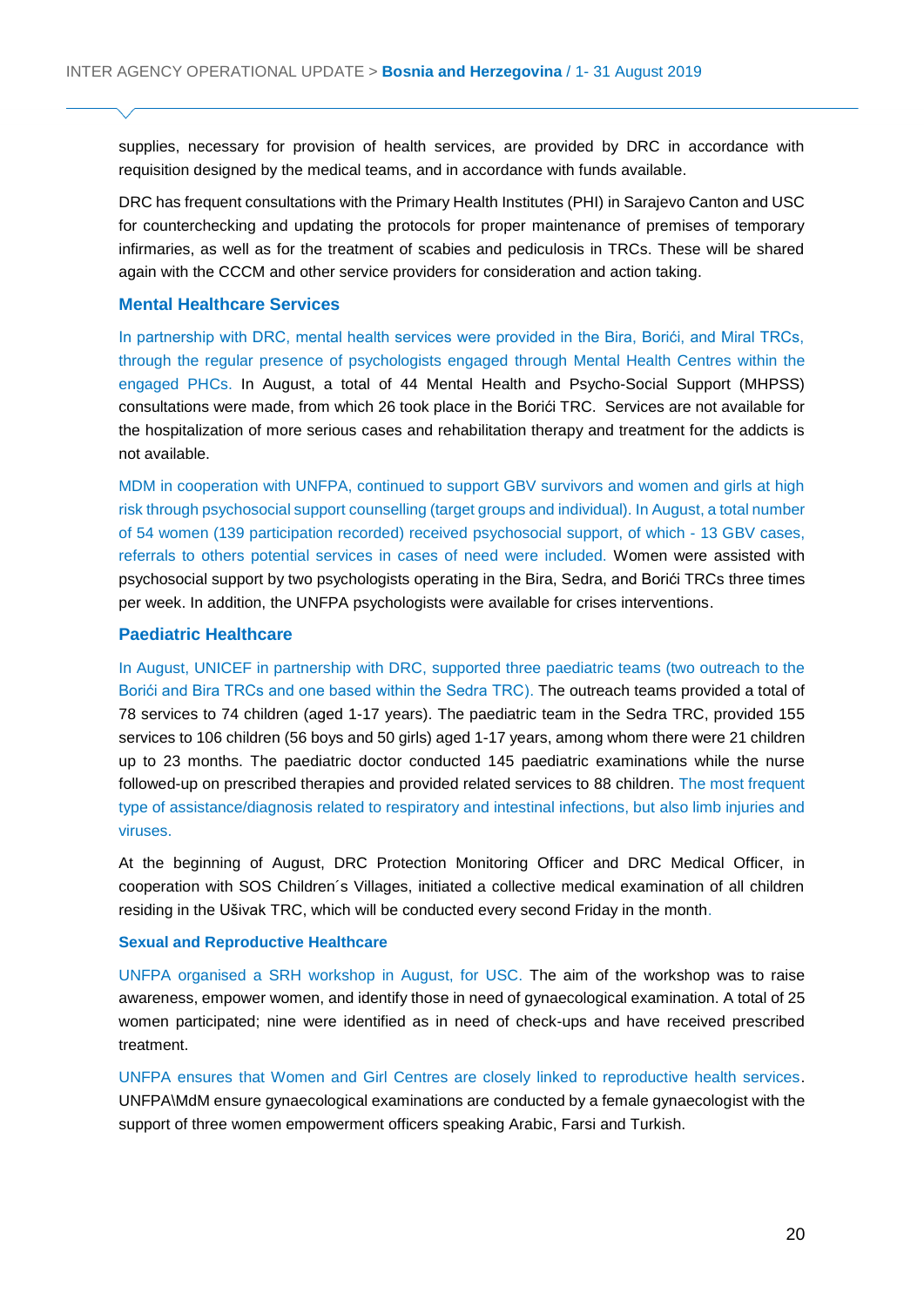supplies, necessary for provision of health services, are provided by DRC in accordance with requisition designed by the medical teams, and in accordance with funds available.

DRC has frequent consultations with the Primary Health Institutes (PHI) in Sarajevo Canton and USC for counterchecking and updating the protocols for proper maintenance of premises of temporary infirmaries, as well as for the treatment of scabies and pediculosis in TRCs. These will be shared again with the CCCM and other service providers for consideration and action taking.

### Mental Healthcare Services

In partnership with DRC, mental health services were provided in the Bira, Borići, and Miral TRCs, through the regular presence of psychologists engaged through Mental Health Centres within the engaged PHCs. In August, a total of 44 Mental Health and Psycho-Social Support (MHPSS) consultations were made, from which 26 took place in the Borići TRC. Services are not available for the hospitalization of more serious cases and rehabilitation therapy and treatment for the addicts is not available.

MDM in cooperation with UNFPA, continued to support GBV survivors and women and girls at high risk through psychosocial support counselling (target groups and individual). In August, a total number of 54 women (139 participation recorded) received psychosocial support, of which - 13 GBV cases, referrals to others potential services in cases of need were included. Women were assisted with psychosocial support by two psychologists operating in the Bira, Sedra, and Borići TRCs three times per week. In addition, the UNFPA psychologists were available for crises interventions.

### Paediatric Healthcare

In August, UNICEF in partnership with DRC, supported three paediatric teams (two outreach to the Borići and Bira TRCs and one based within the Sedra TRC). The outreach teams provided a total of 78 services to 74 children (aged 1-17 years). The paediatric team in the Sedra TRC, provided 155 services to 106 children (56 boys and 50 girls) aged 1-17 years, among whom there were 21 children up to 23 months. The paediatric doctor conducted 145 paediatric examinations while the nurse followed-up on prescribed therapies and provided related services to 88 children. The most frequent type of assistance/diagnosis related to respiratory and intestinal infections, but also limb injuries and viruses.

At the beginning of August, DRC Protection Monitoring Officer and DRC Medical Officer, in cooperation with SOS Children´s Villages, initiated a collective medical examination of all children residing in the Ušivak TRC, which will be conducted every second Friday in the month.

#### Sexual and Reproductive Healthcare

UNFPA organised a SRH workshop in August, for USC. The aim of the workshop was to raise awareness, empower women, and identify those in need of gynaecological examination. A total of 25 women participated; nine were identified as in need of check-ups and have received prescribed treatment.

UNFPA ensures that Women and Girl Centres are closely linked to reproductive health services. UNFPA\MdM ensure gynaecological examinations are conducted by a female gynaecologist with the support of three women empowerment officers speaking Arabic, Farsi and Turkish.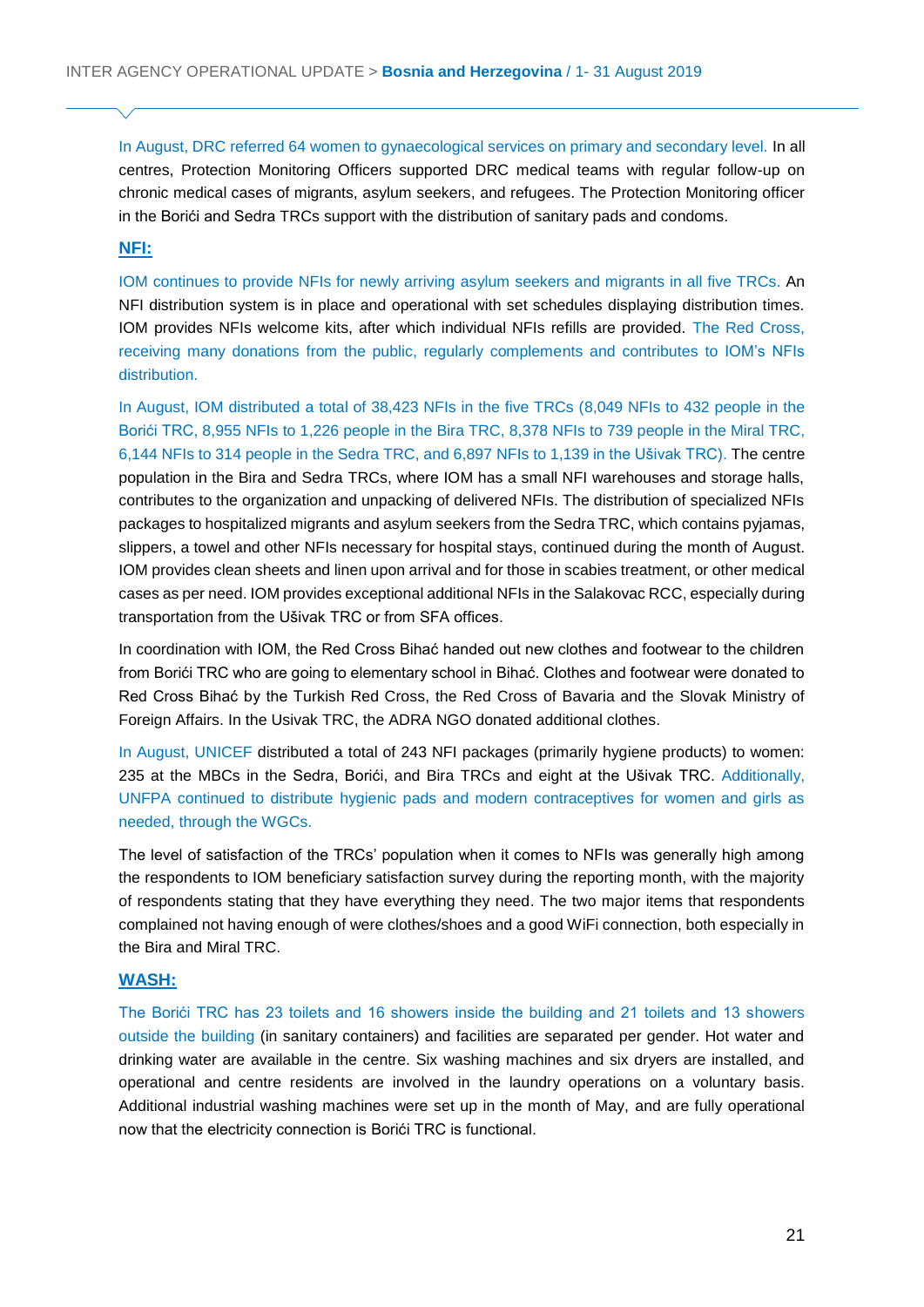In August, DRC referred 64 women to gynaecological services on primary and secondary level. In all centres, Protection Monitoring Officers supported DRC medical teams with regular follow-up on chronic medical cases of migrants, asylum seekers, and refugees. The Protection Monitoring officer in the Borići and Sedra TRCs support with the distribution of sanitary pads and condoms.

## NFI:

IOM continues to provide NFIs for newly arriving asylum seekers and migrants in all five TRCs. An NFI distribution system is in place and operational with set schedules displaying distribution times. IOM provides NFIs welcome kits, after which individual NFIs refills are provided. The Red Cross, receiving many donations from the public, regularly complements and contributes to IOM's NFIs distribution.

In August, IOM distributed a total of 38,423 NFIs in the five TRCs (8,049 NFIs to 432 people in the Borići TRC, 8,955 NFIs to 1,226 people in the Bira TRC, 8,378 NFIs to 739 people in the Miral TRC, 6,144 NFIs to 314 people in the Sedra TRC, and 6,897 NFIs to 1,139 in the Ušivak TRC). The centre population in the Bira and Sedra TRCs, where IOM has a small NFI warehouses and storage halls, contributes to the organization and unpacking of delivered NFIs. The distribution of specialized NFIs packages to hospitalized migrants and asylum seekers from the Sedra TRC, which contains pyjamas, slippers, a towel and other NFIs necessary for hospital stays, continued during the month of August. IOM provides clean sheets and linen upon arrival and for those in scabies treatment, or other medical cases as per need. IOM provides exceptional additional NFIs in the Salakovac RCC, especially during transportation from the Ušivak TRC or from SFA offices.

In coordination with IOM, the Red Cross Bihać handed out new clothes and footwear to the children from Borići TRC who are going to elementary school in Bihać. Clothes and footwear were donated to Red Cross Bihać by the Turkish Red Cross, the Red Cross of Bavaria and the Slovak Ministry of Foreign Affairs. In the Usivak TRC, the ADRA NGO donated additional clothes.

In August, UNICEF distributed a total of 243 NFI packages (primarily hygiene products) to women: 235 at the MBCs in the Sedra, Borići, and Bira TRCs and eight at the Ušivak TRC. Additionally, UNFPA continued to distribute hygienic pads and modern contraceptives for women and girls as needed, through the WGCs.

The level of satisfaction of the TRCs' population when it comes to NFIs was generally high among the respondents to IOM beneficiary satisfaction survey during the reporting month, with the majority of respondents stating that they have everything they need. The two major items that respondents complained not having enough of were clothes/shoes and a good WiFi connection, both especially in the Bira and Miral TRC.

## WASH:

The Borići TRC has 23 toilets and 16 showers inside the building and 21 toilets and 13 showers outside the building (in sanitary containers) and facilities are separated per gender. Hot water and drinking water are available in the centre. Six washing machines and six dryers are installed, and operational and centre residents are involved in the laundry operations on a voluntary basis. Additional industrial washing machines were set up in the month of May, and are fully operational now that the electricity connection is Borići TRC is functional.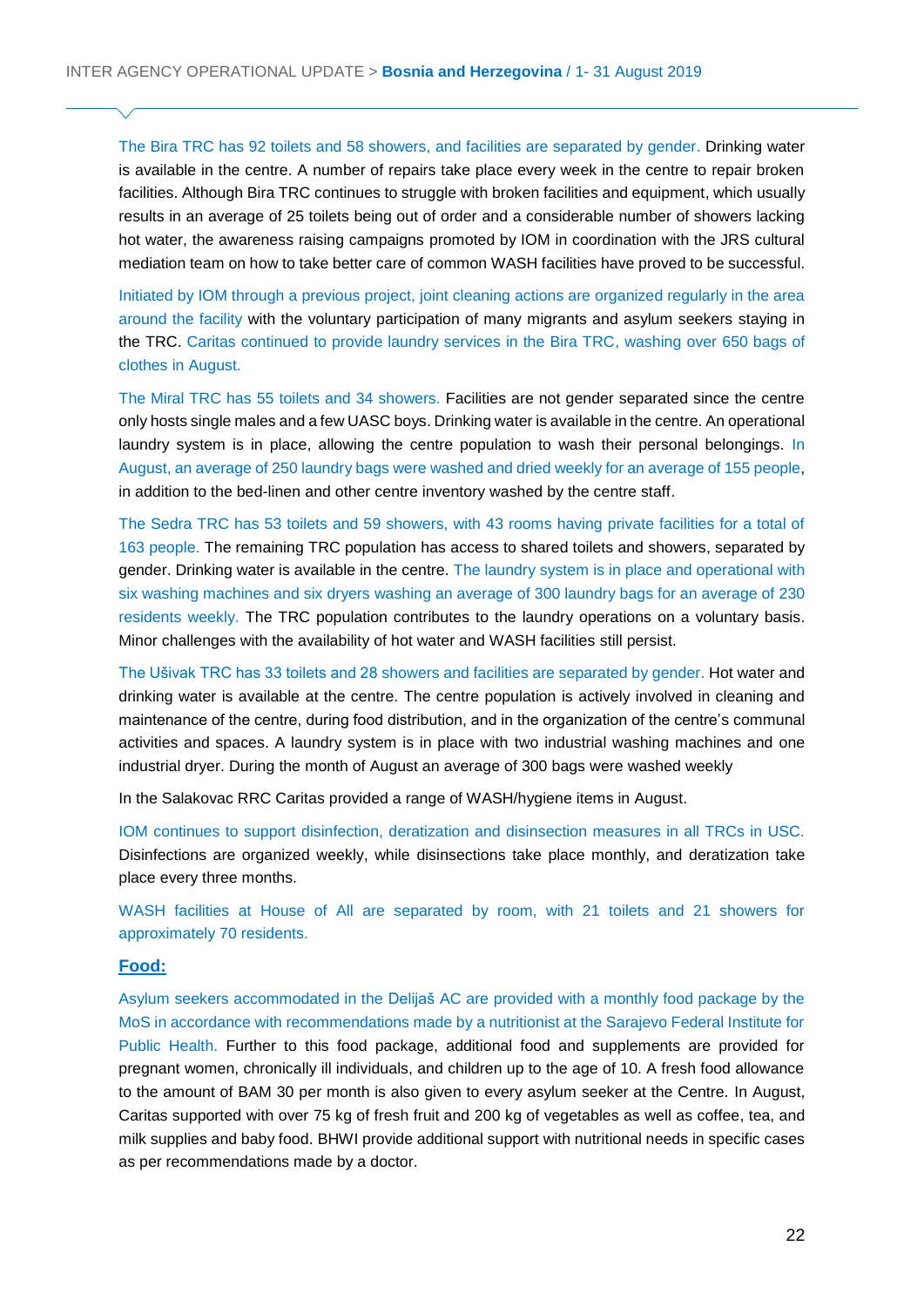The Bira TRC has 92 toilets and 58 showers, and facilities are separated by gender. Drinking water is available in the centre. A number of repairs take place every week in the centre to repair broken facilities. Although Bira TRC continues to struggle with broken facilities and equipment, which usually results in an average of 25 toilets being out of order and a considerable number of showers lacking hot water, the awareness raising campaigns promoted by IOM in coordination with the JRS cultural mediation team on how to take better care of common WASH facilities have proved to be successful.

Initiated by IOM through a previous project, joint cleaning actions are organized regularly in the area around the facility with the voluntary participation of many migrants and asylum seekers staying in the TRC. Caritas continued to provide laundry services in the Bira TRC, washing over 650 bags of clothes in August.

The Miral TRC has 55 toilets and 34 showers. Facilities are not gender separated since the centre only hosts single males and a few UASC boys. Drinking water is available in the centre. An operational laundry system is in place, allowing the centre population to wash their personal belongings. In August, an average of 250 laundry bags were washed and dried weekly for an average of 155 people, in addition to the bed-linen and other centre inventory washed by the centre staff.

The Sedra TRC has 53 toilets and 59 showers, with 43 rooms having private facilities for a total of 163 people. The remaining TRC population has access to shared toilets and showers, separated by gender. Drinking water is available in the centre. The laundry system is in place and operational with six washing machines and six dryers washing an average of 300 laundry bags for an average of 230 residents weekly. The TRC population contributes to the laundry operations on a voluntary basis. Minor challenges with the availability of hot water and WASH facilities still persist.

The Ušivak TRC has 33 toilets and 28 showers and facilities are separated by gender. Hot water and drinking water is available at the centre. The centre population is actively involved in cleaning and maintenance of the centre, during food distribution, and in the organization of the centre's communal activities and spaces. A laundry system is in place with two industrial washing machines and one industrial dryer. During the month of August an average of 300 bags were washed weekly

In the Salakovac RRC Caritas provided a range of WASH/hygiene items in August.

IOM continues to support disinfection, deratization and disinsection measures in all TRCs in USC. Disinfections are organized weekly, while disinsections take place monthly, and deratization take place every three months.

WASH facilities at House of All are separated by room, with 21 toilets and 21 showers for approximately 70 residents.

## Food:

Asylum seekers accommodated in the Delijaš AC are provided with a monthly food package by the MoS in accordance with recommendations made by a nutritionist at the Sarajevo Federal Institute for Public Health. Further to this food package, additional food and supplements are provided for pregnant women, chronically ill individuals, and children up to the age of 10. A fresh food allowance to the amount of BAM 30 per month is also given to every asylum seeker at the Centre. In August, Caritas supported with over 75 kg of fresh fruit and 200 kg of vegetables as well as coffee, tea, and milk supplies and baby food. BHWI provide additional support with nutritional needs in specific cases as per recommendations made by a doctor.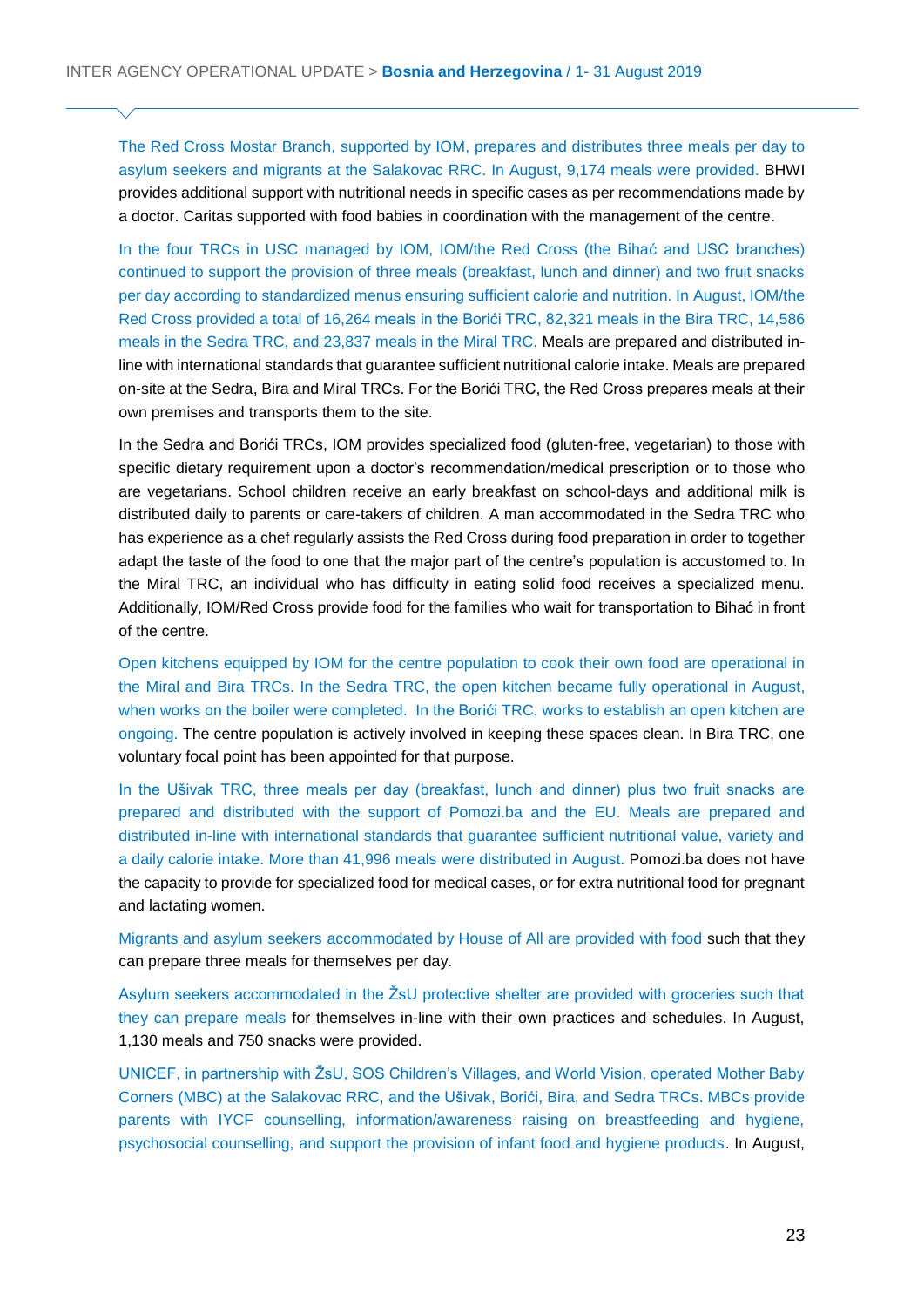The Red Cross Mostar Branch, supported by IOM, prepares and distributes three meals per day to asylum seekers and migrants at the Salakovac RRC. In August, 9,174 meals were provided. BHWI provides additional support with nutritional needs in specific cases as per recommendations made by a doctor. Caritas supported with food babies in coordination with the management of the centre.

In the four TRCs in USC managed by IOM, IOM/the Red Cross (the Bihać and USC branches) continued to support the provision of three meals (breakfast, lunch and dinner) and two fruit snacks per day according to standardized menus ensuring sufficient calorie and nutrition. In August, IOM/the Red Cross provided a total of 16,264 meals in the Borići TRC, 82,321 meals in the Bira TRC, 14,586 meals in the Sedra TRC, and 23,837 meals in the Miral TRC. Meals are prepared and distributed in-line with international standards that guarantee sufficient nutritional calorie intake. Meals are prepared on-site at the Sedra, Bira and Miral TRCs. For the Borići TRC, the Red Cross prepares meals at their own premises and transports them to the site.

In the Sedra and Borići TRCs, IOM provides specialized food (gluten-free, vegetarian) to those with specific dietary requirement upon a doctor's recommendation/medical prescription or to those who are vegetarians. School children receive an early breakfast on school-days and additional milk is distributed daily to parents or care-takers of children. A man accommodated in the Sedra TRC who has experience as a chef regularly assists the Red Cross during food preparation in order to together adapt the taste of the food to one that the major part of the centre's population is accustomed to. In the Miral TRC, an individual who has difficulty in eating solid food receives a specialized menu. Additionally, IOM/Red Cross provide food for the families who wait for transportation to Bihać in front of the centre.

Open kitchens equipped by IOM for the centre population to cook their own food are operational in the Miral and Bira TRCs. In the Sedra TRC, the open kitchen became fully operational in August, when works on the boiler were completed. In the Borići TRC, works to establish an open kitchen are ongoing. The centre population is actively involved in keeping these spaces clean. In Bira TRC, one voluntary focal point has been appointed for that purpose.

In the Ušivak TRC, three meals per day (breakfast, lunch and dinner) plus two fruit snacks are prepared and distributed with the support of Pomozi.ba and the EU. Meals are prepared and distributed in-line with international standards that guarantee sufficient nutritional value, variety and a daily calorie intake. More than 41,996 meals were distributed in August. Pomozi.ba does not have the capacity to provide for specialized food for medical cases, or for extra nutritional food for pregnant and lactating women.

Migrants and asylum seekers accommodated by House of All are provided with food such that they can prepare three meals for themselves per day.

Asylum seekers accommodated in the ŽsU protective shelter are provided with groceries such that they can prepare meals for themselves in-line with their own practices and schedules. In August, 1,130 meals and 750 snacks were provided.

UNICEF, in partnership with ŽsU, SOS Children's Villages, and World Vision, operated Mother Baby Corners (MBC) at the Salakovac RRC, and the Ušivak, Borići, Bira, and Sedra TRCs. MBCs provide parents with IYCF counselling, information/awareness raising on breastfeeding and hygiene, psychosocial counselling, and support the provision of infant food and hygiene products. In August,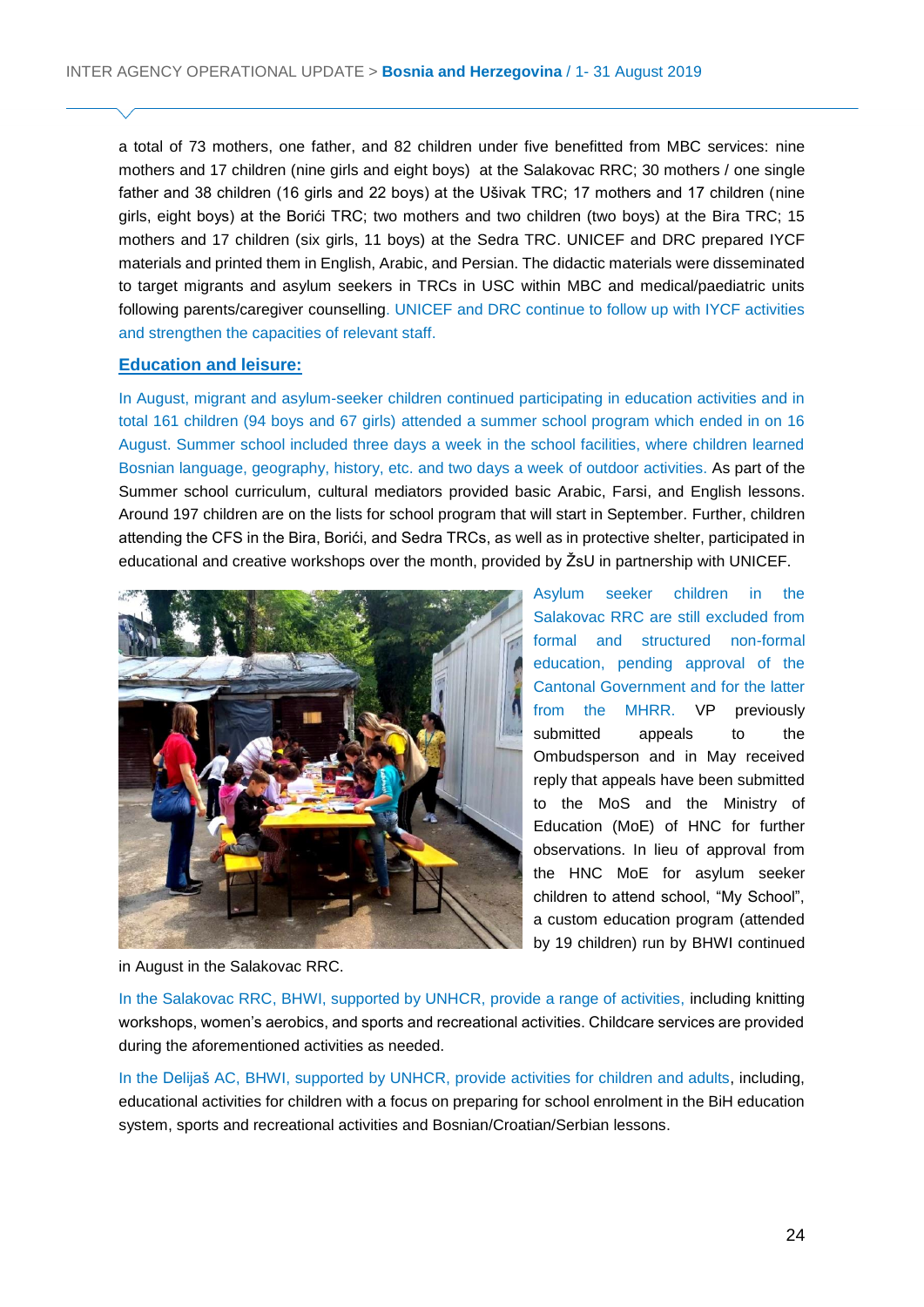a total of 73 mothers, one father, and 82 children under five benefitted from MBC services: nine mothers and 17 children (nine girls and eight boys) at the Salakovac RRC; 30 mothers / one single father and 38 children (16 girls and 22 boys) at the Ušivak TRC; 17 mothers and 17 children (nine girls, eight boys) at the Borići TRC; two mothers and two children (two boys) at the Bira TRC; 15 mothers and 17 children (six girls, 11 boys) at the Sedra TRC. UNICEF and DRC prepared IYCF materials and printed them in English, Arabic, and Persian. The didactic materials were disseminated to target migrants and asylum seekers in TRCs in USC within MBC and medical/paediatric units following parents/caregiver counselling. UNICEF and DRC continue to follow up with IYCF activities and strengthen the capacities of relevant staff.

**Education and leisure:**

In August, migrant and asylum-seeker children continued participating in education activities and in total 161 children (94 boys and 67 girls) attended a summer school program which ended in on 16 August. Summer school included three days a week in the school facilities, where children learned Bosnian language, geography, history, etc. and two days a week of outdoor activities. As part of the Summer school curriculum, cultural mediators provided basic Arabic, Farsi, and English lessons. Around 197 children are on the lists for school program that will start in September. Further, children attending the CFS in the Bira, Borići, and Sedra TRCs, as well as in protective shelter, participated in educational and creative workshops over the month, provided by ŽsU in partnership with UNICEF.

Asylum seeker children in the Salakovac RRC are still excluded from formal and structured non-formal education, pending approval of the Cantonal Government and for the latter from the MHRR. VP previously submitted appeals to the Ombudsperson and in May received reply that appeals have been submitted to the MoS and the Ministry of Education (MoE) of HNC for further observations. In lieu of approval from the HNC MoE for asylum seeker children to attend school, "My School", a custom education program (attended by 19 children) run by BHWI continued in August in the Salakovac RRC.

In the Salakovac RRC, BHWI, supported by UNHCR, provide a range of activities, including knitting workshops, women's aerobics, and sports and recreational activities. Childcare services are provided during the aforementioned activities as needed.

In the Delijaš AC, BHWI, supported by UNHCR, provide activities for children and adults, including, educational activities for children with a focus on preparing for school enrolment in the BiH education system, sports and recreational activities and Bosnian/Croatian/Serbian lessons.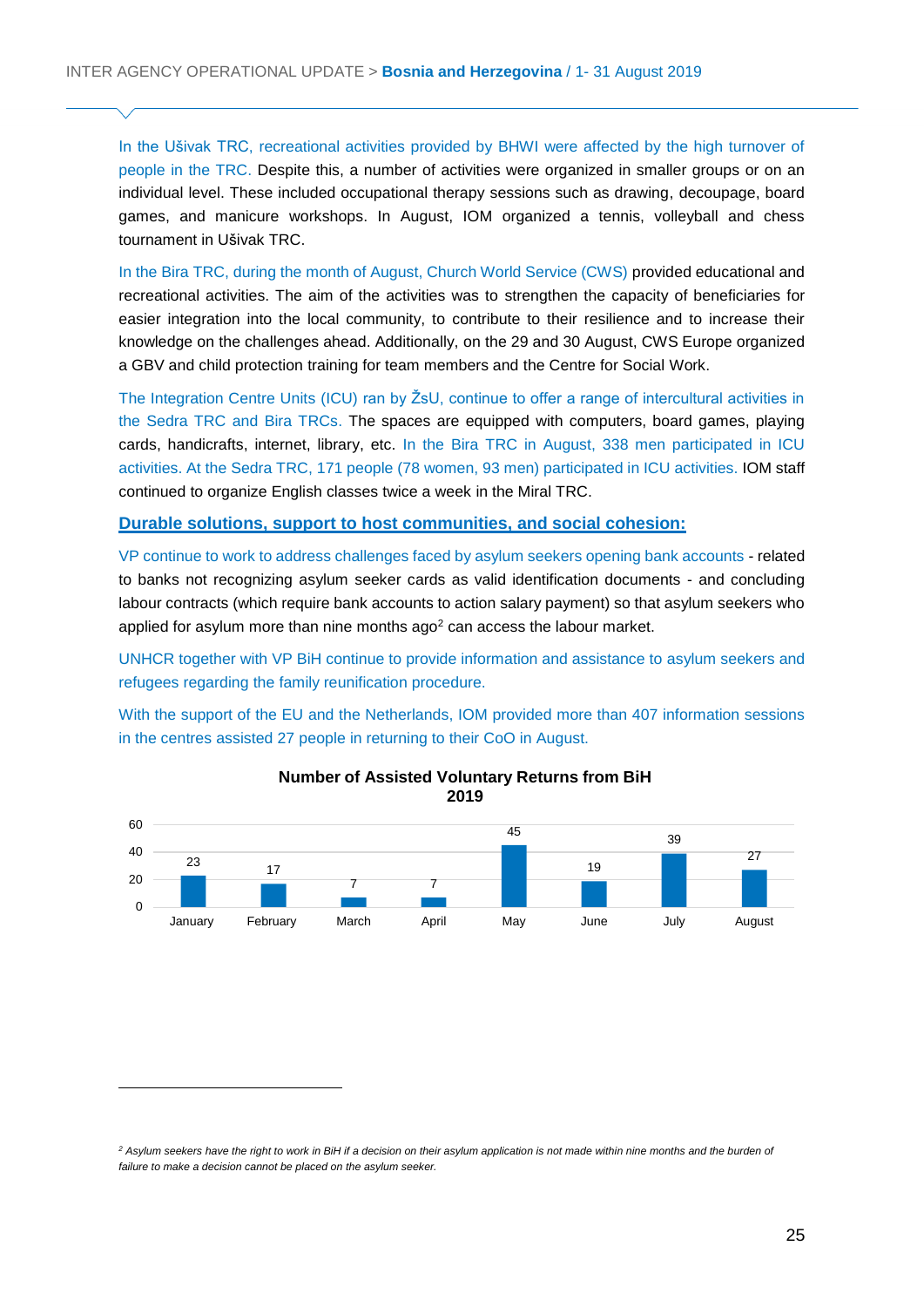In the Ušivak TRC, recreational activities provided by BHWI were affected by the high turnover of people in the TRC. Despite this, a number of activities were organized in smaller groups or on an individual level. These included occupational therapy sessions such as drawing, decoupage, board games, and manicure workshops. In August, IOM organized a tennis, volleyball and chess tournament in Ušivak TRC.

In the Bira TRC, during the month of August, Church World Service (CWS) provided educational and recreational activities. The aim of the activities was to strengthen the capacity of beneficiaries for easier integration into the local community, to contribute to their resilience and to increase their knowledge on the challenges ahead. Additionally, on the 29 and 30 August, CWS Europe organized a GBV and child protection training for team members and the Centre for Social Work.

The Integration Centre Units (ICU) ran by ŽsU, continue to offer a range of intercultural activities in the Sedra TRC and Bira TRCs. The spaces are equipped with computers, board games, playing cards, handicrafts, internet, library, etc. In the Bira TRC in August, 338 men participated in ICU activities. At the Sedra TRC, 171 people (78 women, 93 men) participated in ICU activities. IOM staff continued to organize English classes twice a week in the Miral TRC.

**Durable solutions, support to host communities, and social cohesion:**

VP continue to work to address challenges faced by asylum seekers opening bank accounts - related to banks not recognizing asylum seeker cards as valid identification documents - and concluding labour contracts (which require bank accounts to action salary payment) so that asylum seekers who applied for asylum more than nine months ago[2] can access the labour market.

UNHCR together with VP BiH continue to provide information and assistance to asylum seekers and refugees regarding the family reunification procedure.

With the support of the EU and the Netherlands, IOM provided more than 407 information sessions in the centres assisted 27 people in returning to their CoO in August.

**Number of Assisted Voluntary Returns from BiH 2019**

| Month | Number |
|---|---|
| January | 23 |
| February | 17 |
| March | 7 |
| April | 7 |
| May | 45 |
| June | 19 |
| July | 39 |
| August | 27 |

[2] *Asylum seekers have the right to work in BiH if a decision on their asylum application is not made within nine months and the burden of failure to make a decision cannot be placed on the asylum seeker.*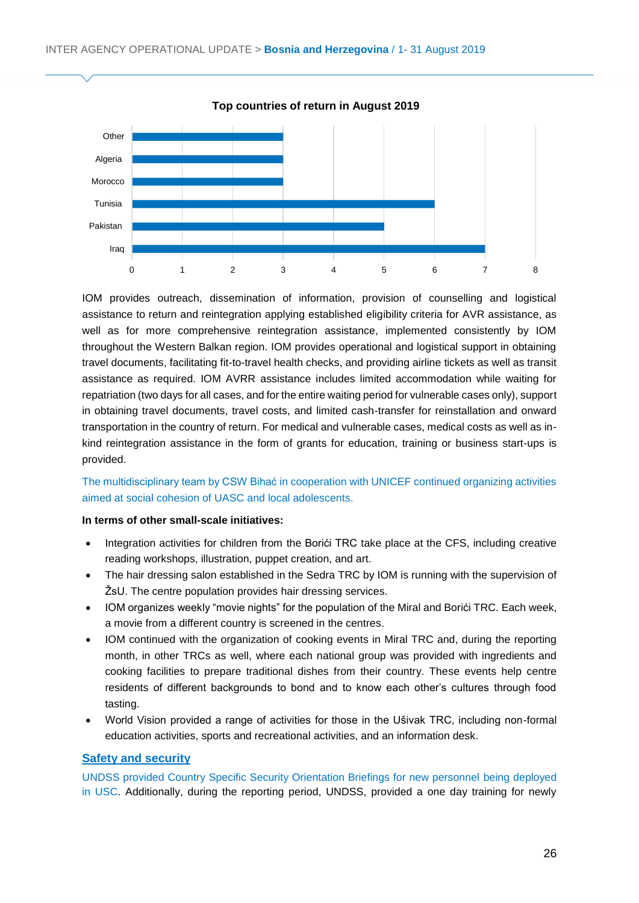**Top countries of return in August 2019**

| Country | Returns |
| --- | --- |
| Other | 3 |
| Algeria | 3 |
| Morocco | 3 |
| Tunisia | 6 |
| Pakistan | 5 |
| Iraq | 7 |

IOM provides outreach, dissemination of information, provision of counselling and logistical assistance to return and reintegration applying established eligibility criteria for AVR assistance, as well as for more comprehensive reintegration assistance, implemented consistently by IOM throughout the Western Balkan region. IOM provides operational and logistical support in obtaining travel documents, facilitating fit-to-travel health checks, and providing airline tickets as well as transit assistance as required. IOM AVRR assistance includes limited accommodation while waiting for repatriation (two days for all cases, and for the entire waiting period for vulnerable cases only), support in obtaining travel documents, travel costs, and limited cash-transfer for reinstallation and onward transportation in the country of return. For medical and vulnerable cases, medical costs as well as in-kind reintegration assistance in the form of grants for education, training or business start-ups is provided.

The multidisciplinary team by CSW Bihać in cooperation with UNICEF continued organizing activities aimed at social cohesion of UASC and local adolescents.

**In terms of other small-scale initiatives:**

- Integration activities for children from the Borići TRC take place at the CFS, including creative reading workshops, illustration, puppet creation, and art.
- The hair dressing salon established in the Sedra TRC by IOM is running with the supervision of ŽsU. The centre population provides hair dressing services.
- IOM organizes weekly "movie nights" for the population of the Miral and Borići TRC. Each week, a movie from a different country is screened in the centres.
- IOM continued with the organization of cooking events in Miral TRC and, during the reporting month, in other TRCs as well, where each national group was provided with ingredients and cooking facilities to prepare traditional dishes from their country. These events help centre residents of different backgrounds to bond and to know each other's cultures through food tasting.
- World Vision provided a range of activities for those in the Ušivak TRC, including non-formal education activities, sports and recreational activities, and an information desk.

## Safety and security

UNDSS provided Country Specific Security Orientation Briefings for new personnel being deployed in USC. Additionally, during the reporting period, UNDSS, provided a one day training for newly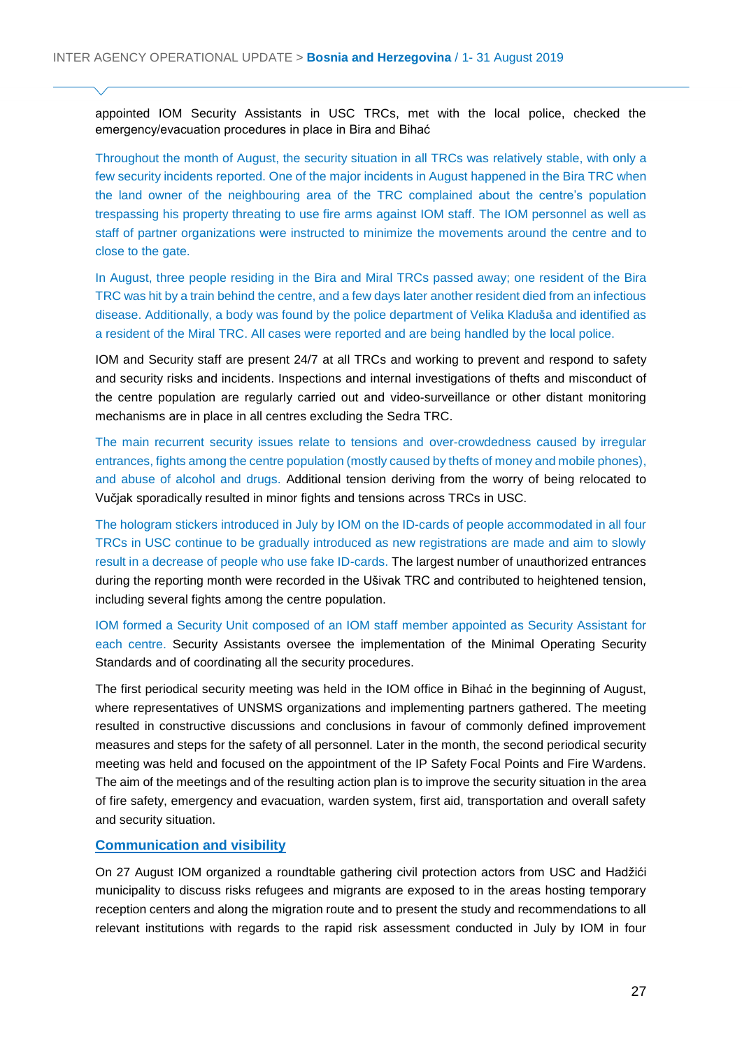appointed IOM Security Assistants in USC TRCs, met with the local police, checked the emergency/evacuation procedures in place in Bira and Bihać

Throughout the month of August, the security situation in all TRCs was relatively stable, with only a few security incidents reported. One of the major incidents in August happened in the Bira TRC when the land owner of the neighbouring area of the TRC complained about the centre's population trespassing his property threating to use fire arms against IOM staff. The IOM personnel as well as staff of partner organizations were instructed to minimize the movements around the centre and to close to the gate.

In August, three people residing in the Bira and Miral TRCs passed away; one resident of the Bira TRC was hit by a train behind the centre, and a few days later another resident died from an infectious disease. Additionally, a body was found by the police department of Velika Kladuša and identified as a resident of the Miral TRC. All cases were reported and are being handled by the local police.

IOM and Security staff are present 24/7 at all TRCs and working to prevent and respond to safety and security risks and incidents. Inspections and internal investigations of thefts and misconduct of the centre population are regularly carried out and video-surveillance or other distant monitoring mechanisms are in place in all centres excluding the Sedra TRC.

The main recurrent security issues relate to tensions and over-crowdedness caused by irregular entrances, fights among the centre population (mostly caused by thefts of money and mobile phones), and abuse of alcohol and drugs. Additional tension deriving from the worry of being relocated to Vučjak sporadically resulted in minor fights and tensions across TRCs in USC.

The hologram stickers introduced in July by IOM on the ID-cards of people accommodated in all four TRCs in USC continue to be gradually introduced as new registrations are made and aim to slowly result in a decrease of people who use fake ID-cards. The largest number of unauthorized entrances during the reporting month were recorded in the Ušivak TRC and contributed to heightened tension, including several fights among the centre population.

IOM formed a Security Unit composed of an IOM staff member appointed as Security Assistant for each centre. Security Assistants oversee the implementation of the Minimal Operating Security Standards and of coordinating all the security procedures.

The first periodical security meeting was held in the IOM office in Bihać in the beginning of August, where representatives of UNSMS organizations and implementing partners gathered. The meeting resulted in constructive discussions and conclusions in favour of commonly defined improvement measures and steps for the safety of all personnel. Later in the month, the second periodical security meeting was held and focused on the appointment of the IP Safety Focal Points and Fire Wardens. The aim of the meetings and of the resulting action plan is to improve the security situation in the area of fire safety, emergency and evacuation, warden system, first aid, transportation and overall safety and security situation.

## Communication and visibility

On 27 August IOM organized a roundtable gathering civil protection actors from USC and Hadžići municipality to discuss risks refugees and migrants are exposed to in the areas hosting temporary reception centers and along the migration route and to present the study and recommendations to all relevant institutions with regards to the rapid risk assessment conducted in July by IOM in four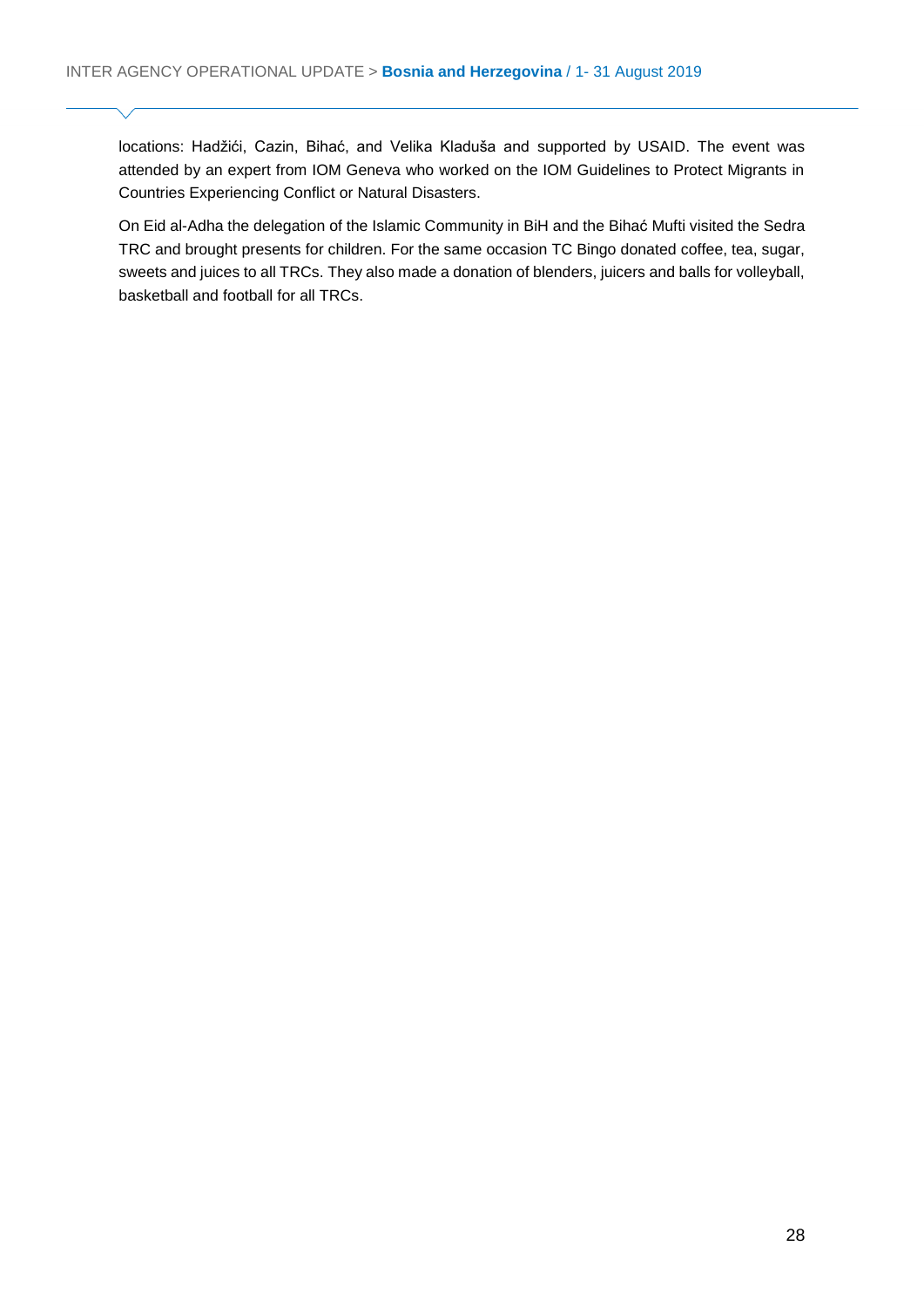locations: Hadžići, Cazin, Bihać, and Velika Kladuša and supported by USAID. The event was attended by an expert from IOM Geneva who worked on the IOM Guidelines to Protect Migrants in Countries Experiencing Conflict or Natural Disasters.

On Eid al-Adha the delegation of the Islamic Community in BiH and the Bihać Mufti visited the Sedra TRC and brought presents for children. For the same occasion TC Bingo donated coffee, tea, sugar, sweets and juices to all TRCs. They also made a donation of blenders, juicers and balls for volleyball, basketball and football for all TRCs.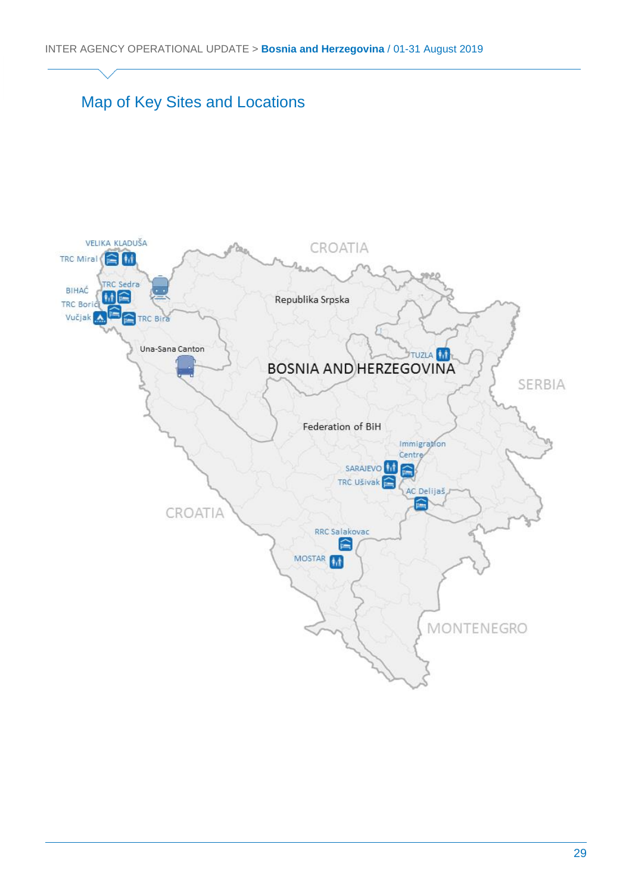## Map of Key Sites and Locations

VELIKA KLADUŠA

TRC Miral

TRC Sedra

BIHAĆ

TRC Borići

Vučjak

TRC Bira

Una-Sana Canton

CROATIA

Republika Srpska

TUZLA

BOSNIA AND HERZEGOVINA

SERBIA

Federation of BiH

Immigration Centre

SARAJEVO

TRC Ušivak

AC Delijaš

CROATIA

RRC Salakovac

MOSTAR

MONTENEGRO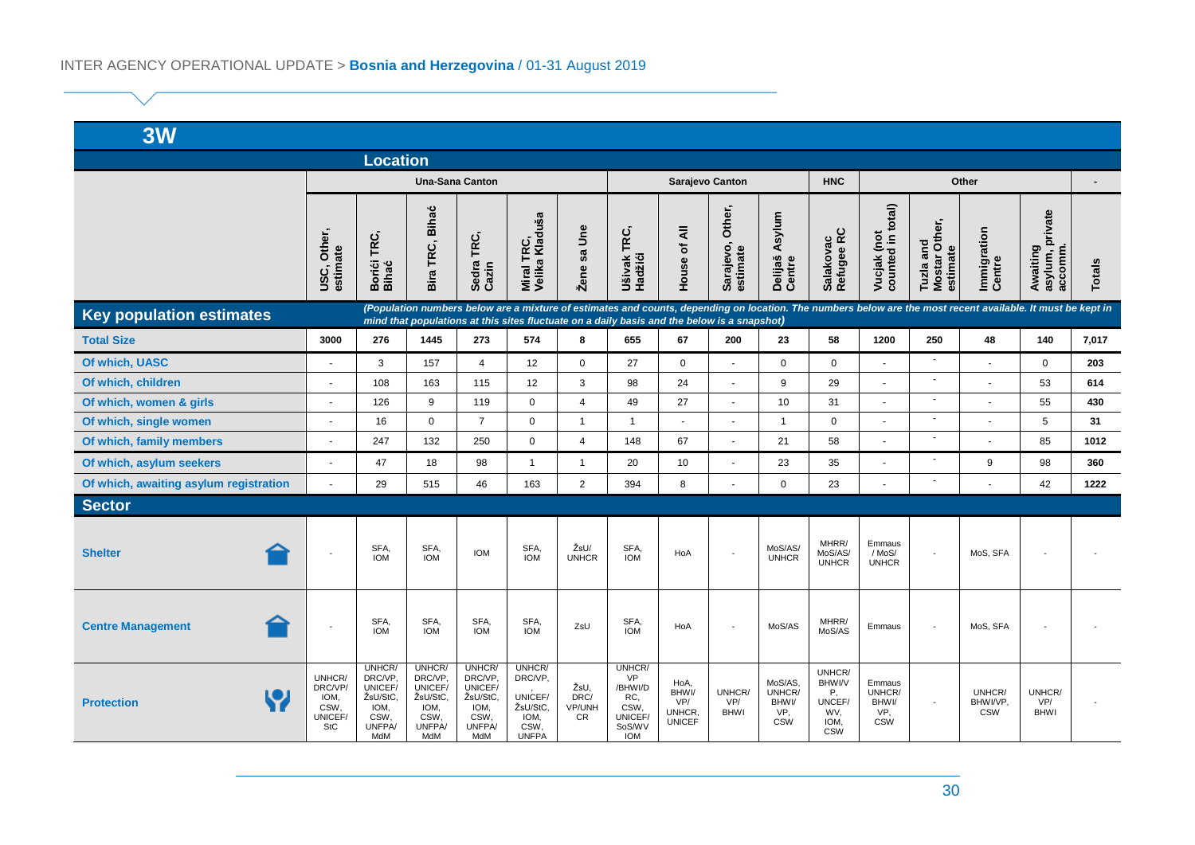## 3W

| Location | Una-Sana Canton | | | | | | Sarajevo Canton | | | | HNC | Other | | | | - |
|---|---|---|---|---|---|---|---|---|---|---|---|---|---|---|---|---|
| | USC, Other, estimate | Borići TRC, Bihać | Bira TRC, Bihać | Sedra TRC, Cazin | Miral TRC, Velika Kladuša | Žene sa Une | Ušivak TRC, Hadžići | House of All | Sarajevo, Other, estimate | Delijaš Asylum Centre | Salakovac Refugee RC | Vucjak (not counted in total) | Tuzla and Mostar Other, estimate | Immigration Centre | Awaiting asylum, private accomm. | Totals |
| **Key population estimates** | *(Population numbers below are a mixture of estimates and counts, depending on location. The numbers below are the most recent available. It must be kept in mind that populations at this sites fluctuate on a daily basis and the below is a snapshot)* | | | | | | | | | | | | | | | |
| **Total Size** | 3000 | 276 | 1445 | 273 | 574 | 8 | 655 | 67 | 200 | 23 | 58 | 1200 | 250 | 48 | 140 | 7,017 |
| **Of which, UASC** | - | 3 | 157 | 4 | 12 | 0 | 27 | 0 | - | 0 | 0 | - | - | - | 0 | 203 |
| **Of which, children** | - | 108 | 163 | 115 | 12 | 3 | 98 | 24 | - | 9 | 29 | - | - | - | 53 | 614 |
| **Of which, women & girls** | - | 126 | 9 | 119 | 0 | 4 | 49 | 27 | - | 10 | 31 | - | - | - | 55 | 430 |
| **Of which, single women** | - | 16 | 0 | 7 | 0 | 1 | 1 | - | - | 1 | 0 | - | - | - | 5 | 31 |
| **Of which, family members** | - | 247 | 132 | 250 | 0 | 4 | 148 | 67 | - | 21 | 58 | - | - | - | 85 | 1012 |
| **Of which, asylum seekers** | - | 47 | 18 | 98 | 1 | 1 | 20 | 10 | - | 23 | 35 | - | - | 9 | 98 | 360 |
| **Of which, awaiting asylum registration** | - | 29 | 515 | 46 | 163 | 2 | 394 | 8 | - | 0 | 23 | - | - | - | 42 | 1222 |
| **Sector** | | | | | | | | | | | | | | | | |
| **Shelter** | - | SFA, IOM | SFA, IOM | IOM | SFA, IOM | ŽsU/ UNHCR | SFA, IOM | HoA | - | MoS/AS/ UNHCR | MHRR/ MoS/AS/ UNHCR | Emmaus / MoS/ UNHCR | - | MoS, SFA | - | - |
| **Centre Management** | - | SFA, IOM | SFA, IOM | SFA, IOM | SFA, IOM | ZsU | SFA, IOM | HoA | - | MoS/AS | MHRR/ MoS/AS | Emmaus | - | MoS, SFA | - | - |
| **Protection** | UNHCR/ DRC/VP/ IOM, CSW, UNICEF/ StC | UNHCR/ DRC/VP, UNICEF/ ŽsU/StC, IOM, CSW, UNFPA/ MdM | UNHCR/ DRC/VP, UNICEF/ ŽsU/StC, IOM, CSW, UNFPA/ MdM | UNHCR/ DRC/VP, UNICEF/ ŽsU/StC, IOM, CSW, UNFPA/ MdM | UNHCR/ DRC/VP, , UNICEF/ ŽsU/StC, IOM, CSW, UNFPA | ŽsU, DRC/ VP/UNH CR | UNHCR/ VP /BHWI/D RC, CSW, UNICEF/ SoS/WV IOM | HoA, BHWI/ VP/ UNHCR, UNICEF | UNHCR/ VP/ BHWI | MoS/AS, UNHCR/ BHWI/ VP, CSW | UNHCR/ BHWI/V P, UNCEF/ WV, IOM, CSW | Emmaus UNHCR/ BHWI/ VP, CSW | - | UNHCR/ BHWI/VP, CSW | UNHCR/ VP/ BHWI | - |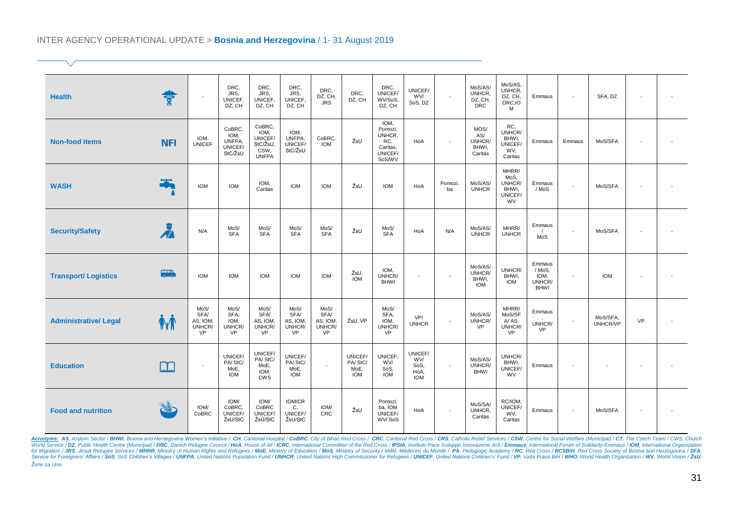| Health | | - | DRC, JRS, UNICEF, DZ, CH | DRC, JRS, UNICEF, DZ, CH | DRC, JRS, UNICEF, DZ, CH | DRC, DZ, CH, JRS | DRC, DZ, CH | DRC, UNICEF/ WV/SoS, DZ, CH | UNICEF/ WV/ SoS, DZ | - | MoS/AS/ UNHCR, DZ, CH, DRC | MoS/AS, UNHCR, DZ, CH, DRC,IOM | Emmaus | - | SFA, DZ | - | - |
|---|---|---|---|---|---|---|---|---|---|---|---|---|---|---|---|---|---|
| Non-food items | NFI | IOM, UNICEF | CoBRC, IOM, UNFPA, UNICEF/ StC/ŽsU | CoBRC, IOM, UNICEF/ StC/ŽsU, CSW, UNFPA | IOM, UNFPA, UNICEF/ StC/ŽsU | CoBRC, IOM | ŽsU | IOM, Pomozi, UNHCR, RC, Caritas, UNICEF/ SoS/WV | HoA | - | MOS/ AS/ UNHCR/ BHWI, Caritas | RC, UNHCR/ BHWI, UNICEF/ WV, Caritas | Emmaus | Emmaus | MoS/SFA | - | - |
| WASH | | IOM | IOM | IOM, Caritas | IOM | IOM | ŽsU | IOM | HoA | Pomozi.ba | MoS/AS/ UNHCR | MHRR/ MoS, UNHCR/ BHWI, UNICEF/ WV | Emmaus / MoS | - | MoS/SFA | - | - |
| Security/Safety | | N/A | MoS/ SFA | MoS/ SFA | MoS/ SFA | MoS/ SFA | ŽsU | MoS/ SFA | HoA | N/A | MoS/AS/ UNHCR | MHRR/ UNHCR | Emmaus / MoS | - | MoS/SFA | - | - |
| Transport/ Logistics | | IOM | IOM | IOM | IOM | IOM | ŽsU, IOM | IOM, UNHCR/ BHWI | - | - | MoS/AS/ UNHCR/ BHWI, IOM | UNHCR/ BHWI, IOM | Emmaus / MoS, IOM, UNHCR/ BHWI | - | IOM | - | - |
| Administrative/ Legal | | MoS/ SFA/ AS, IOM, UNHCR/ VP | MoS/ SFA, IOM, UNHCR/ VP | MoS/ SFA/ AS, IOM, UNHCR/ VP | MoS/ SFA/ AS, IOM, UNHCR/ VP | MoS/ SFA/ AS, IOM, UNHCR/ VP | ŽsU, VP | MoS/ SFA, IOM, UNHCR/ VP | VP/ UNHCR | - | MoS/AS/ UNHCR/ VP | MHRR/ MoS/SF A/ AS, UNHCR/ VP | Emmaus, UNHCR/ VP | - | MoS/SFA, UNHCR/VP | VP | - |
| Education | | - | UNICEF/ PA/ StC/ MoE, IOM | UNICEF/ PA/ StC/ MoE, IOM, CWS | UNICEF/ PA/ StC/ MoE, IOM | - | UNICEF/ PA/ StC/ MoE, IOM | UNICEF, WV/ SoS, IOM | UNICEF/ WV/ SoS, HoA, IOM | - | MoS/AS/ UNHCR/ BHWI | UNHCR/ BHWI, UNICEF/ WV | Emmaus | - | - | - | - |
| Food and nutrition | | IOM/ CoBRC | IOM/ CoBRC, UNICEF/ ŽsU/StC | IOM/ CoBRC UNICEF/ ŽsU/StC | IOM/CRC, UNICEF/ ŽsU/StC | IOM/ CRC | ŽsU | Pomozi.ba, IOM UNICEF/ WV/ SoS | HoA | - | MoS/SA/ UNHCR, Caritas | RC/IOM, UNICEF/ WV, Caritas | Emmaus | - | MoS/SFA | - | - |

***Acronyms:*** *AS, Asylum Sector / **BHWI**, Bosnia and Herzegovina Women's Initiative / **CH**, Cantonal Hospital / **CoBRC**, City of Bihać Red Cross / **CRC**, Cantonal Red Cross / **CRS**, Catholic Relief Services / **CSW**, Centre for Social Welfare (Municipal) / **CT**, The Czech Team / CWS, Church World Service / **DZ**, Public Health Centre (Municipal) / **DRC**, Danish Refugee Council / **HoA**, House of All / **ICRC**, International Committee of the Red Cross / **IPSIA**, Instituto Pace Sviluppo Innovazione Acli / **Emmaus**, International Forum of Solidarity-Emmaus / **IOM**, International Organization for Migration / **JRS**, Jesuit Refugee Services / **MHRR**, Ministry of Human Rights and Refugees / **MoE**, Ministry of Education / **MoS**, Ministry of Security / MdM, Médecins du Monde / **PA**, Pedagogic Academy / **RC**, Red Cross / **RCSBiH**, Red Cross Society of Bosnia and Herzegovina / **SFA**, Service for Foreigners' Affairs / **SoS**, SoS Children's Villages / **UNFPA**, United Nations Population Fund / **UNHCR**, United Nations High Commissioner for Refugees / **UNICEF**, United Nations Children's' Fund / **VP**, Vaša Prava BiH / **WHO**, World Health Organization / **WV**, World Vision / **ŽsU**, Žene sa Une.*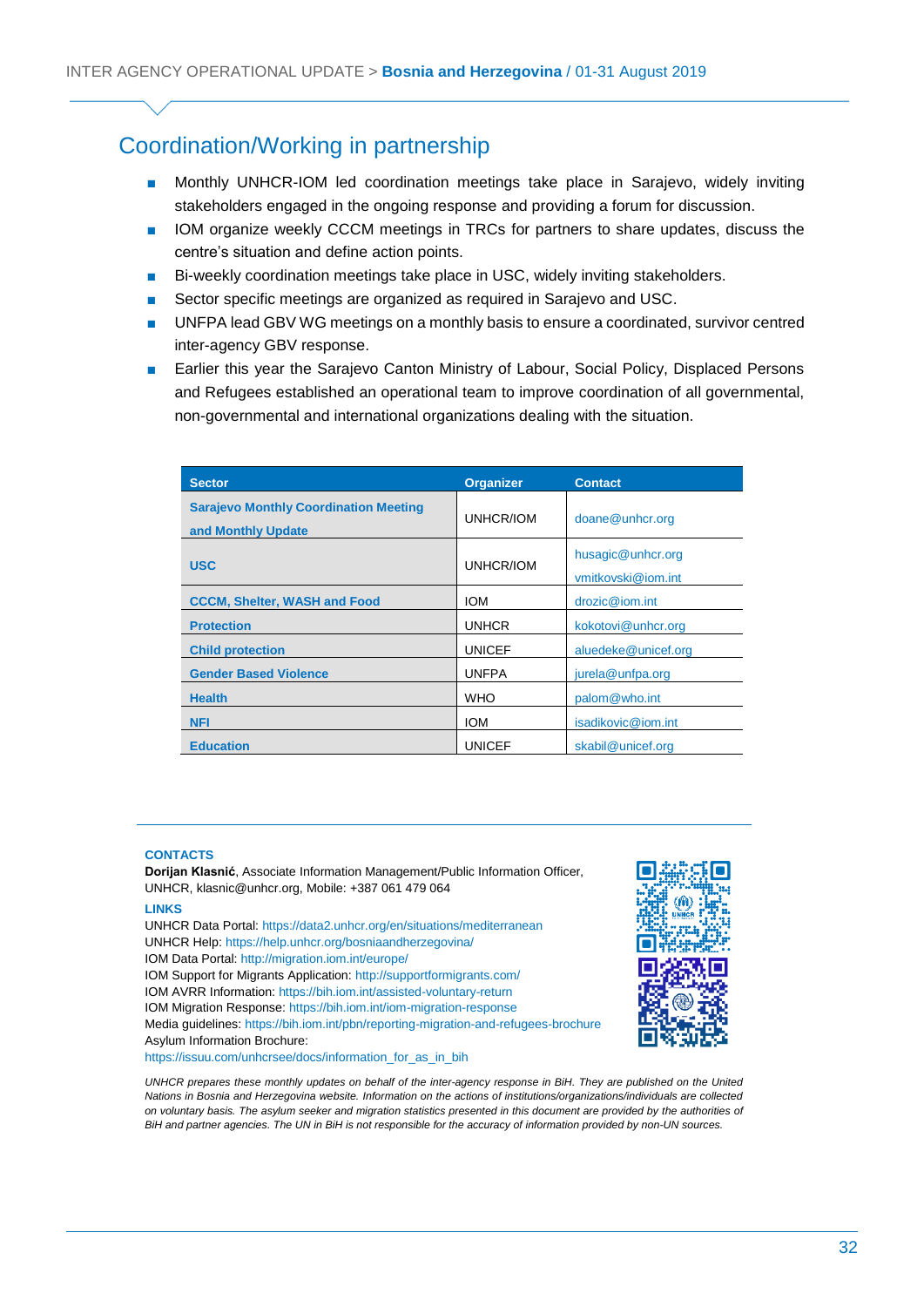## Coordination/Working in partnership

- Monthly UNHCR-IOM led coordination meetings take place in Sarajevo, widely inviting stakeholders engaged in the ongoing response and providing a forum for discussion.
- IOM organize weekly CCCM meetings in TRCs for partners to share updates, discuss the centre's situation and define action points.
- Bi-weekly coordination meetings take place in USC, widely inviting stakeholders.
- Sector specific meetings are organized as required in Sarajevo and USC.
- UNFPA lead GBV WG meetings on a monthly basis to ensure a coordinated, survivor centred inter-agency GBV response.
- Earlier this year the Sarajevo Canton Ministry of Labour, Social Policy, Displaced Persons and Refugees established an operational team to improve coordination of all governmental, non-governmental and international organizations dealing with the situation.

| Sector | Organizer | Contact |
|---|---|---|
| **Sarajevo Monthly Coordination Meeting and Monthly Update** | UNHCR/IOM | doane@unhcr.org |
| **USC** | UNHCR/IOM | husagic@unhcr.org<br>vmitkovski@iom.int |
| **CCCM, Shelter, WASH and Food** | IOM | drozic@iom.int |
| **Protection** | UNHCR | kokotovi@unhcr.org |
| **Child protection** | UNICEF | aluedeke@unicef.org |
| **Gender Based Violence** | UNFPA | jurela@unfpa.org |
| **Health** | WHO | palom@who.int |
| **NFI** | IOM | isadikovic@iom.int |
| **Education** | UNICEF | skabil@unicef.org |

**CONTACTS**

**Dorijan Klasnić**, Associate Information Management/Public Information Officer, UNHCR, klasnic@unhcr.org, Mobile: +387 061 479 064

**LINKS**

UNHCR Data Portal: https://data2.unhcr.org/en/situations/mediterranean
UNHCR Help: https://help.unhcr.org/bosniaandherzegovina/
IOM Data Portal: http://migration.iom.int/europe/
IOM Support for Migrants Application: http://supportformigrants.com/
IOM AVRR Information: https://bih.iom.int/assisted-voluntary-return
IOM Migration Response: https://bih.iom.int/iom-migration-response
Media guidelines: https://bih.iom.int/pbn/reporting-migration-and-refugees-brochure
Asylum Information Brochure:
https://issuu.com/unhcrsee/docs/information_for_as_in_bih

*UNHCR prepares these monthly updates on behalf of the inter-agency response in BiH. They are published on the United Nations in Bosnia and Herzegovina website. Information on the actions of institutions/organizations/individuals are collected on voluntary basis. The asylum seeker and migration statistics presented in this document are provided by the authorities of BiH and partner agencies. The UN in BiH is not responsible for the accuracy of information provided by non-UN sources.*